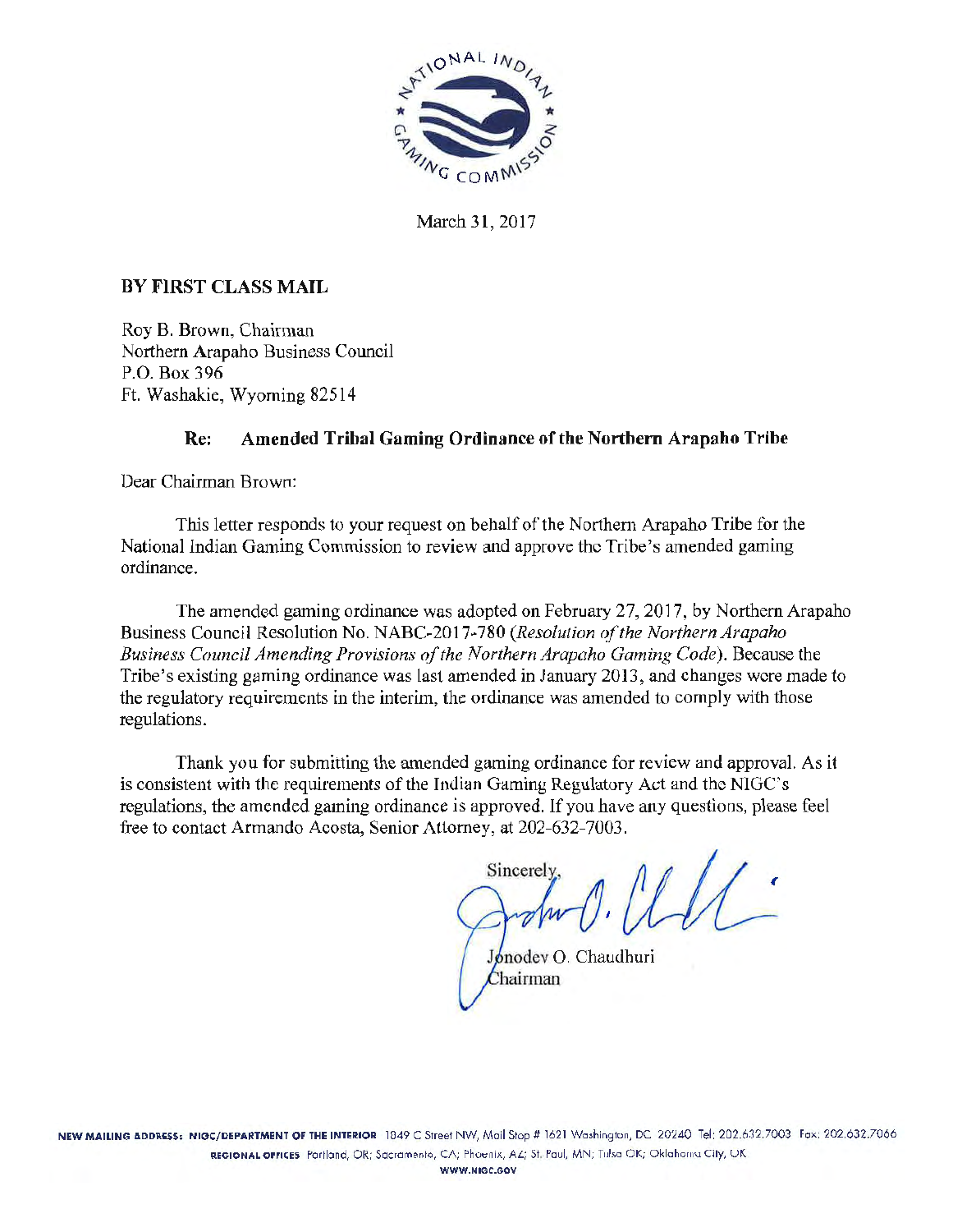March 31, 2017

**BY FIRST CLASS MAIL**

Roy B. Brown, Chairman
Northern Arapaho Business Council
P.O. Box 396
Ft. Washakie, Wyoming 82514

**Re: Amended Tribal Gaming Ordinance of the Northern Arapaho Tribe**

Dear Chairman Brown:

This letter responds to your request on behalf of the Northern Arapaho Tribe for the National Indian Gaming Commission to review and approve the Tribe's amended gaming ordinance.

The amended gaming ordinance was adopted on February 27, 2017, by Northern Arapaho Business Council Resolution No. NABC-2017-780 (*Resolution of the Northern Arapaho Business Council Amending Provisions of the Northern Arapaho Gaming Code*). Because the Tribe's existing gaming ordinance was last amended in January 2013, and changes were made to the regulatory requirements in the interim, the ordinance was amended to comply with those regulations.

Thank you for submitting the amended gaming ordinance for review and approval. As it is consistent with the requirements of the Indian Gaming Regulatory Act and the NIGC's regulations, the amended gaming ordinance is approved. If you have any questions, please feel free to contact Armando Acosta, Senior Attorney, at 202-632-7003.

Sincerely,

Jonodev O. Chaudhuri
Chairman

**NEW MAILING ADDRESS: NIGC/DEPARTMENT OF THE INTERIOR** 1849 C Street NW, Mail Stop # 1621 Washington, DC 20240 Tel: 202.632.7003 Fax: 202.632.7066
**REGIONAL OFFICES** Portland, OR; Sacramento, CA; Phoenix, AZ; St. Paul, MN; Tulsa OK; Oklahoma City, OK
**WWW.NIGC.GOV**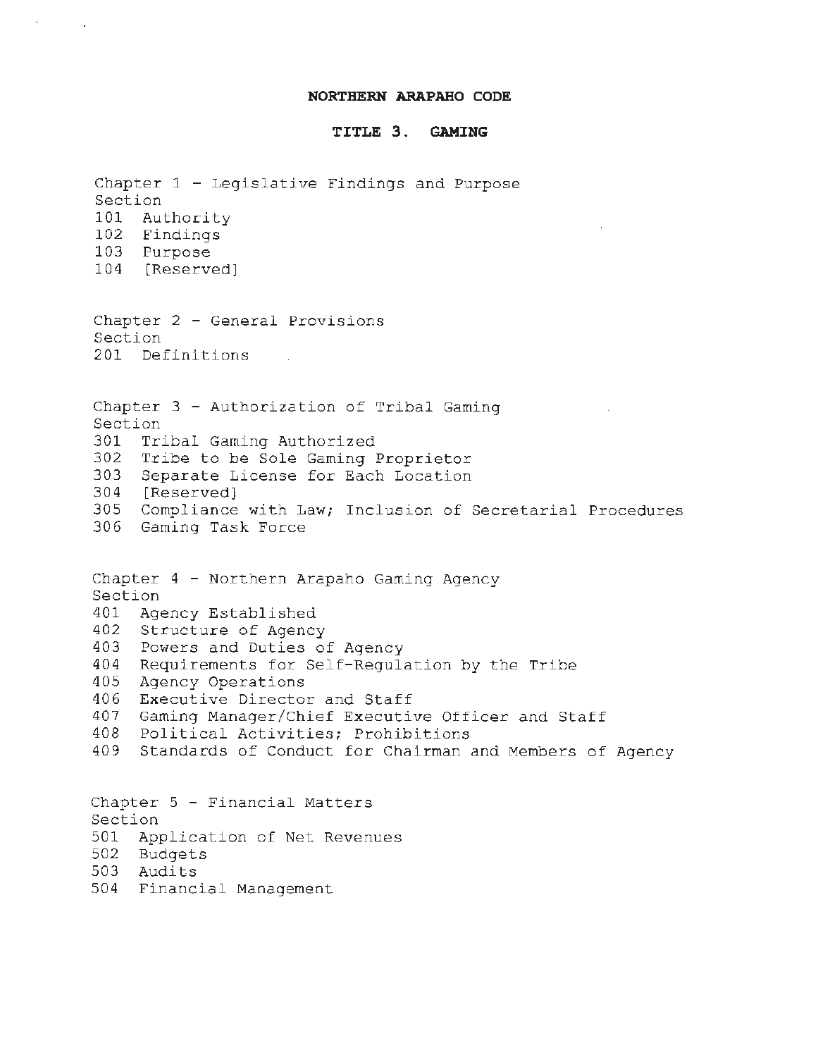# NORTHERN ARAPAHO CODE

## TITLE 3. GAMING

Chapter 1 - Legislative Findings and Purpose
Section
101 Authority
102 Findings
103 Purpose
104 [Reserved]

Chapter 2 - General Provisions
Section
201 Definitions

Chapter 3 - Authorization of Tribal Gaming
Section
301 Tribal Gaming Authorized
302 Tribe to be Sole Gaming Proprietor
303 Separate License for Each Location
304 [Reserved]
305 Compliance with Law; Inclusion of Secretarial Procedures
306 Gaming Task Force

Chapter 4 - Northern Arapaho Gaming Agency
Section
401 Agency Established
402 Structure of Agency
403 Powers and Duties of Agency
404 Requirements for Self-Regulation by the Tribe
405 Agency Operations
406 Executive Director and Staff
407 Gaming Manager/Chief Executive Officer and Staff
408 Political Activities; Prohibitions
409 Standards of Conduct for Chairman and Members of Agency

Chapter 5 - Financial Matters
Section
501 Application of Net Revenues
502 Budgets
503 Audits
504 Financial Management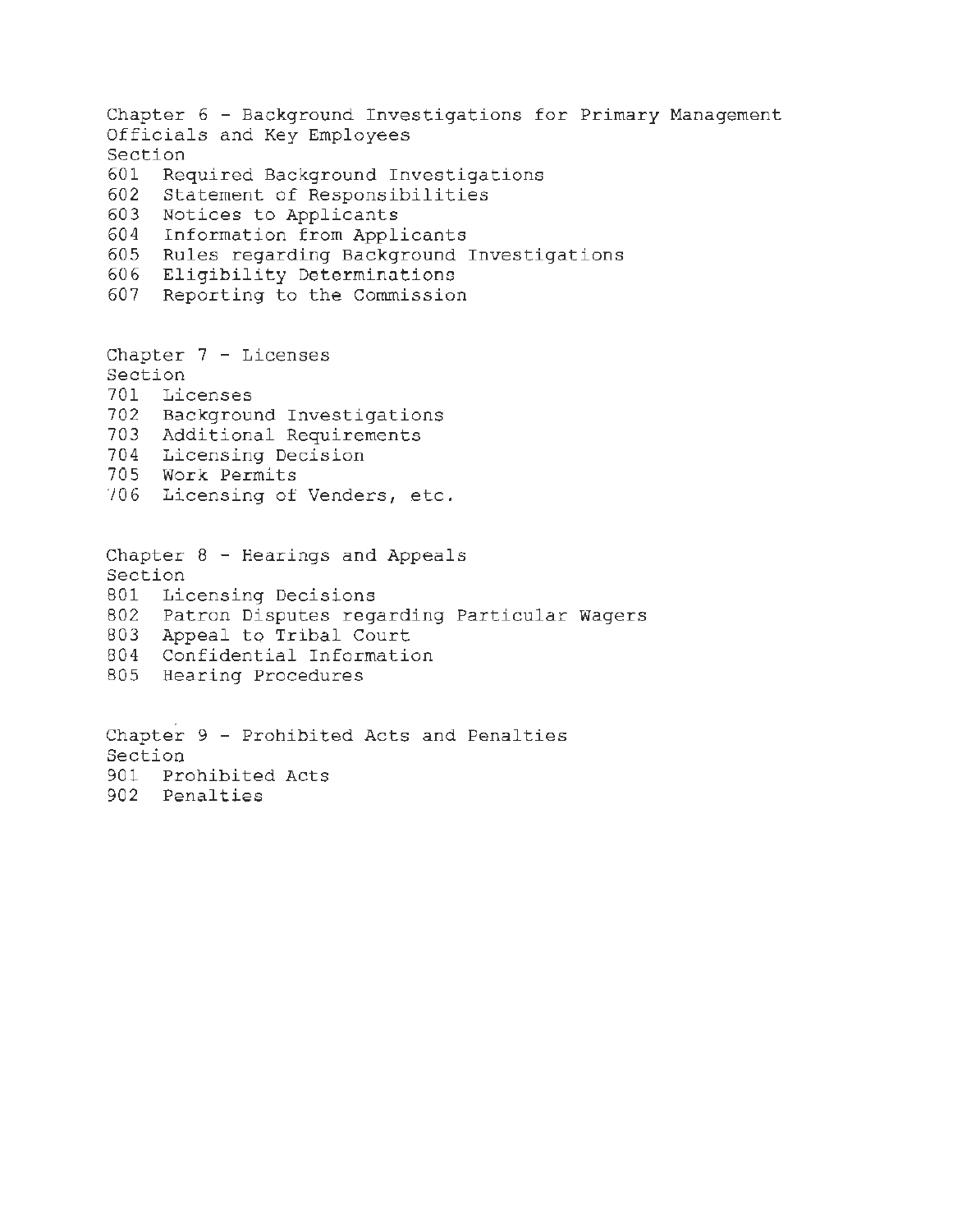Chapter 6 - Background Investigations for Primary Management Officials and Key Employees

Section

601 Required Background Investigations
602 Statement of Responsibilities
603 Notices to Applicants
604 Information from Applicants
605 Rules regarding Background Investigations
606 Eligibility Determinations
607 Reporting to the Commission

Chapter 7 - Licenses

Section

701 Licenses
702 Background Investigations
703 Additional Requirements
704 Licensing Decision
705 Work Permits
706 Licensing of Venders, etc.

Chapter 8 - Hearings and Appeals

Section

801 Licensing Decisions
802 Patron Disputes regarding Particular Wagers
803 Appeal to Tribal Court
804 Confidential Information
805 Hearing Procedures

Chapter 9 - Prohibited Acts and Penalties

Section

901 Prohibited Acts
902 Penalties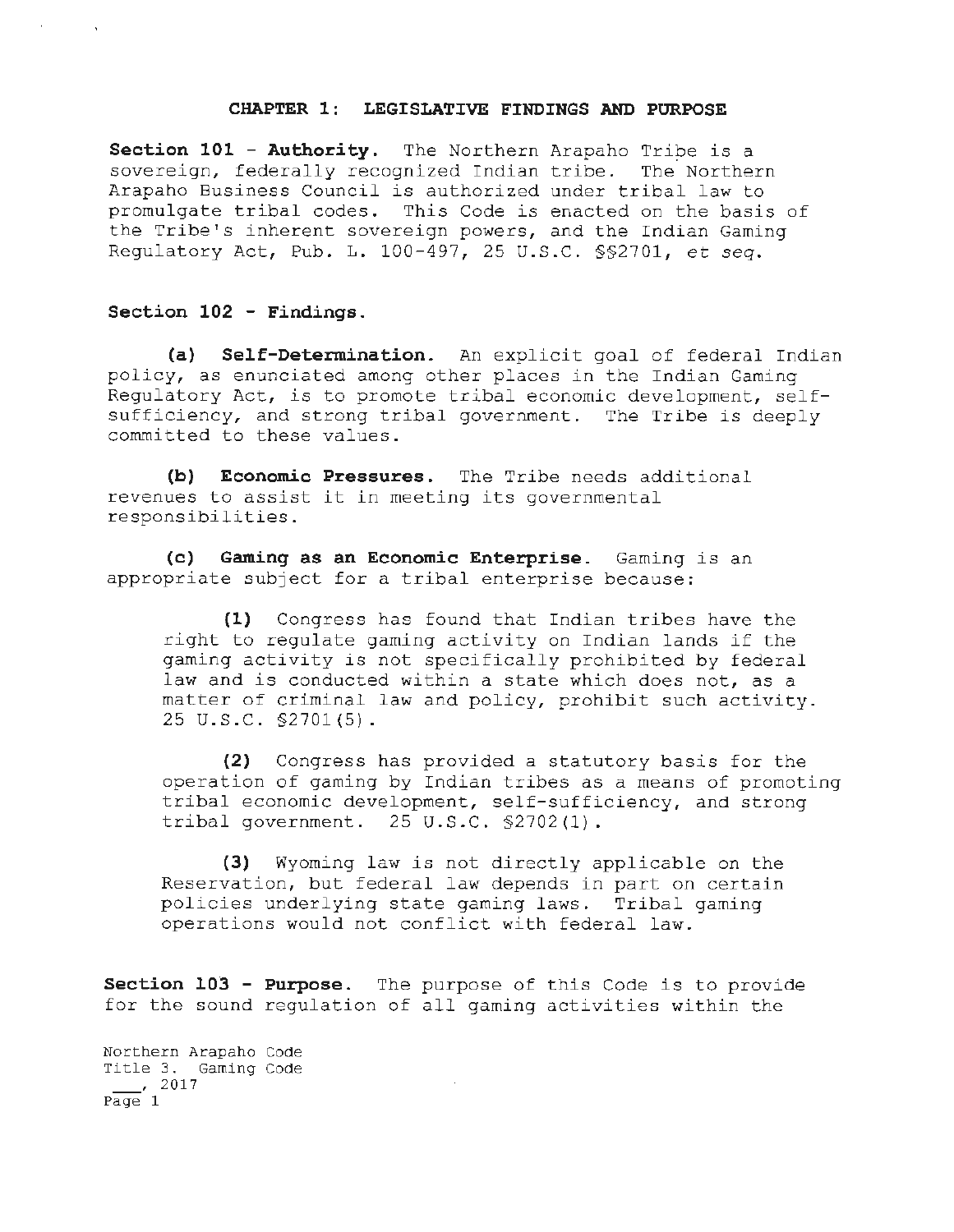## CHAPTER 1: LEGISLATIVE FINDINGS AND PURPOSE

**Section 101 - Authority.** The Northern Arapaho Tribe is a sovereign, federally recognized Indian tribe. The Northern Arapaho Business Council is authorized under tribal law to promulgate tribal codes. This Code is enacted on the basis of the Tribe's inherent sovereign powers, and the Indian Gaming Regulatory Act, Pub. L. 100-497, 25 U.S.C. §§2701, *et seq.*

**Section 102 - Findings.**

**(a) Self-Determination.** An explicit goal of federal Indian policy, as enunciated among other places in the Indian Gaming Regulatory Act, is to promote tribal economic development, self-sufficiency, and strong tribal government. The Tribe is deeply committed to these values.

**(b) Economic Pressures.** The Tribe needs additional revenues to assist it in meeting its governmental responsibilities.

**(c) Gaming as an Economic Enterprise.** Gaming is an appropriate subject for a tribal enterprise because:

**(1)** Congress has found that Indian tribes have the right to regulate gaming activity on Indian lands if the gaming activity is not specifically prohibited by federal law and is conducted within a state which does not, as a matter of criminal law and policy, prohibit such activity. 25 U.S.C. §2701(5).

**(2)** Congress has provided a statutory basis for the operation of gaming by Indian tribes as a means of promoting tribal economic development, self-sufficiency, and strong tribal government. 25 U.S.C. §2702(1).

**(3)** Wyoming law is not directly applicable on the Reservation, but federal law depends in part on certain policies underlying state gaming laws. Tribal gaming operations would not conflict with federal law.

**Section 103 - Purpose.** The purpose of this Code is to provide for the sound regulation of all gaming activities within the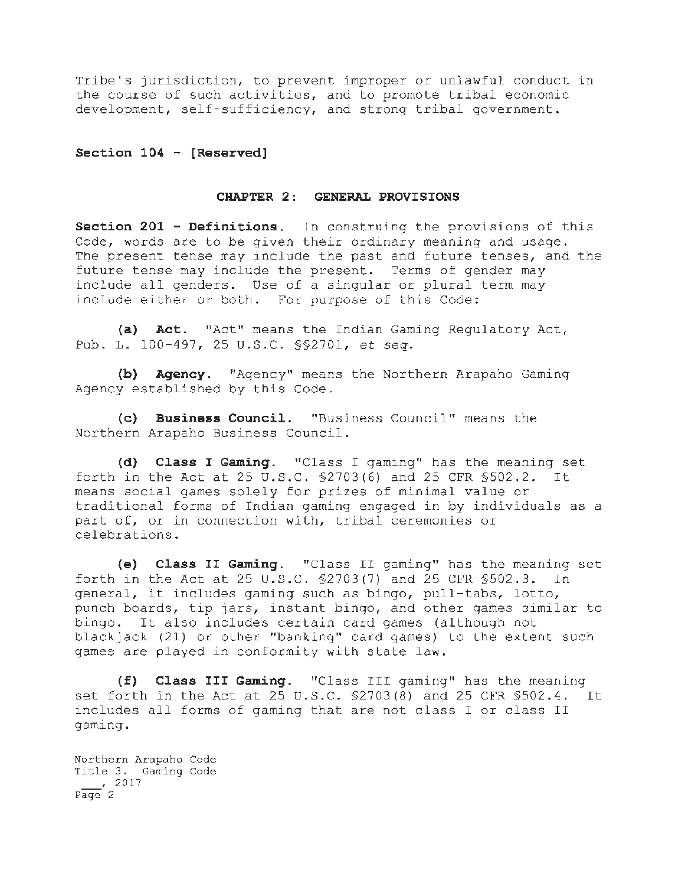Tribe's jurisdiction, to prevent improper or unlawful conduct in the course of such activities, and to promote tribal economic development, self-sufficiency, and strong tribal government.

**Section 104 - [Reserved]**

## CHAPTER 2: GENERAL PROVISIONS

**Section 201 - Definitions.** In construing the provisions of this Code, words are to be given their ordinary meaning and usage. The present tense may include the past and future tenses, and the future tense may include the present. Terms of gender may include all genders. Use of a singular or plural term may include either or both. For purpose of this Code:

**(a) Act.** "Act" means the Indian Gaming Regulatory Act, Pub. L. 100-497, 25 U.S.C. §§2701, *et seq.*

**(b) Agency.** "Agency" means the Northern Arapaho Gaming Agency established by this Code.

**(c) Business Council.** "Business Council" means the Northern Arapaho Business Council.

**(d) Class I Gaming.** "Class I gaming" has the meaning set forth in the Act at 25 U.S.C. §2703(6) and 25 CFR §502.2. It means social games solely for prizes of minimal value or traditional forms of Indian gaming engaged in by individuals as a part of, or in connection with, tribal ceremonies or celebrations.

**(e) Class II Gaming.** "Class II gaming" has the meaning set forth in the Act at 25 U.S.C. §2703(7) and 25 CFR §502.3. In general, it includes gaming such as bingo, pull-tabs, lotto, punch boards, tip jars, instant bingo, and other games similar to bingo. It also includes certain card games (although not blackjack (21) or other "banking" card games) to the extent such games are played in conformity with state law.

**(f) Class III Gaming.** "Class III gaming" has the meaning set forth in the Act at 25 U.S.C. §2703(8) and 25 CFR §502.4. It includes all forms of gaming that are not class I or class II gaming.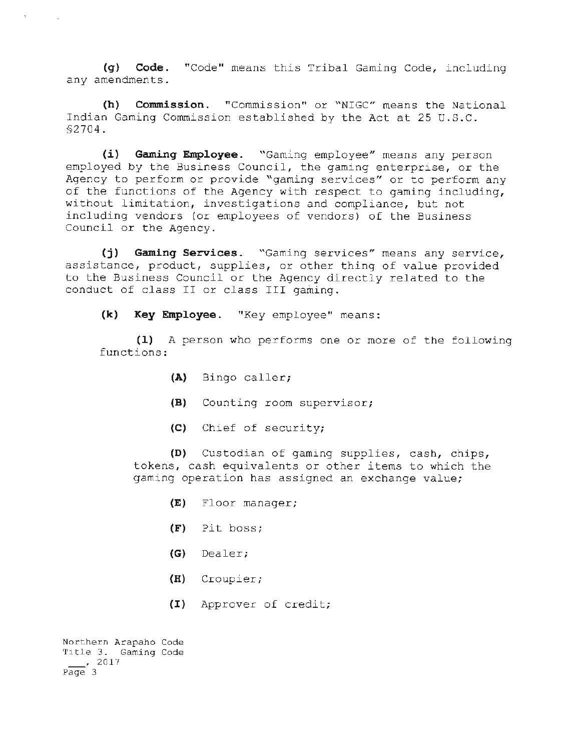**(g) Code.** "Code" means this Tribal Gaming Code, including any amendments.

**(h) Commission.** "Commission" or "NIGC" means the National Indian Gaming Commission established by the Act at 25 U.S.C. §2704.

**(i) Gaming Employee.** "Gaming employee" means any person employed by the Business Council, the gaming enterprise, or the Agency to perform or provide "gaming services" or to perform any of the functions of the Agency with respect to gaming including, without limitation, investigations and compliance, but not including vendors (or employees of vendors) of the Business Council or the Agency.

**(j) Gaming Services.** "Gaming services" means any service, assistance, product, supplies, or other thing of value provided to the Business Council or the Agency directly related to the conduct of class II or class III gaming.

**(k) Key Employee.** "Key employee" means:

**(1)** A person who performs one or more of the following functions:

**(A)** Bingo caller;

**(B)** Counting room supervisor;

**(C)** Chief of security;

**(D)** Custodian of gaming supplies, cash, chips, tokens, cash equivalents or other items to which the gaming operation has assigned an exchange value;

**(E)** Floor manager;

**(F)** Pit boss;

**(G)** Dealer;

**(H)** Croupier;

**(I)** Approver of credit;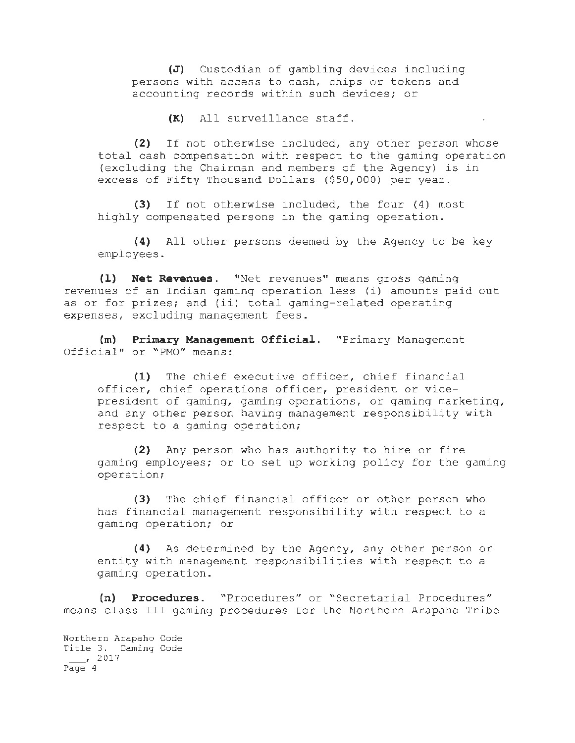**(J)** Custodian of gambling devices including persons with access to cash, chips or tokens and accounting records within such devices; or

**(K)** All surveillance staff.

**(2)** If not otherwise included, any other person whose total cash compensation with respect to the gaming operation (excluding the Chairman and members of the Agency) is in excess of Fifty Thousand Dollars ($50,000) per year.

**(3)** If not otherwise included, the four (4) most highly compensated persons in the gaming operation.

**(4)** All other persons deemed by the Agency to be key employees.

**(l) Net Revenues.** "Net revenues" means gross gaming revenues of an Indian gaming operation less (i) amounts paid out as or for prizes; and (ii) total gaming-related operating expenses, excluding management fees.

**(m) Primary Management Official.** "Primary Management Official" or "PMO" means:

**(1)** The chief executive officer, chief financial officer, chief operations officer, president or vice-president of gaming, gaming operations, or gaming marketing, and any other person having management responsibility with respect to a gaming operation;

**(2)** Any person who has authority to hire or fire gaming employees; or to set up working policy for the gaming operation;

**(3)** The chief financial officer or other person who has financial management responsibility with respect to a gaming operation; or

**(4)** As determined by the Agency, any other person or entity with management responsibilities with respect to a gaming operation.

**(n) Procedures.** "Procedures" or "Secretarial Procedures" means class III gaming procedures for the Northern Arapaho Tribe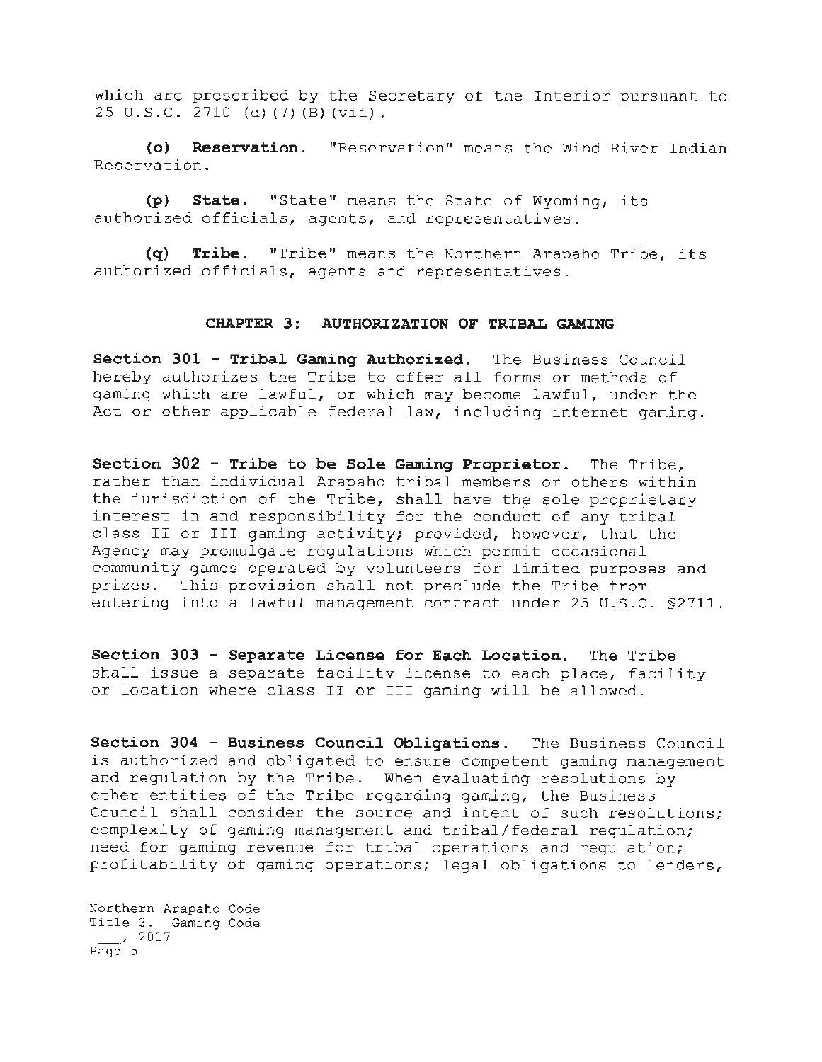which are prescribed by the Secretary of the Interior pursuant to 25 U.S.C. 2710 (d)(7)(B)(vii).

**(o) Reservation.** "Reservation" means the Wind River Indian Reservation.

**(p) State.** "State" means the State of Wyoming, its authorized officials, agents, and representatives.

**(q) Tribe.** "Tribe" means the Northern Arapaho Tribe, its authorized officials, agents and representatives.

## CHAPTER 3: AUTHORIZATION OF TRIBAL GAMING

**Section 301 - Tribal Gaming Authorized.** The Business Council hereby authorizes the Tribe to offer all forms or methods of gaming which are lawful, or which may become lawful, under the Act or other applicable federal law, including internet gaming.

**Section 302 - Tribe to be Sole Gaming Proprietor.** The Tribe, rather than individual Arapaho tribal members or others within the jurisdiction of the Tribe, shall have the sole proprietary interest in and responsibility for the conduct of any tribal class II or III gaming activity; provided, however, that the Agency may promulgate regulations which permit occasional community games operated by volunteers for limited purposes and prizes. This provision shall not preclude the Tribe from entering into a lawful management contract under 25 U.S.C. §2711.

**Section 303 - Separate License for Each Location.** The Tribe shall issue a separate facility license to each place, facility or location where class II or III gaming will be allowed.

**Section 304 - Business Council Obligations.** The Business Council is authorized and obligated to ensure competent gaming management and regulation by the Tribe. When evaluating resolutions by other entities of the Tribe regarding gaming, the Business Council shall consider the source and intent of such resolutions; complexity of gaming management and tribal/federal regulation; need for gaming revenue for tribal operations and regulation; profitability of gaming operations; legal obligations to lenders,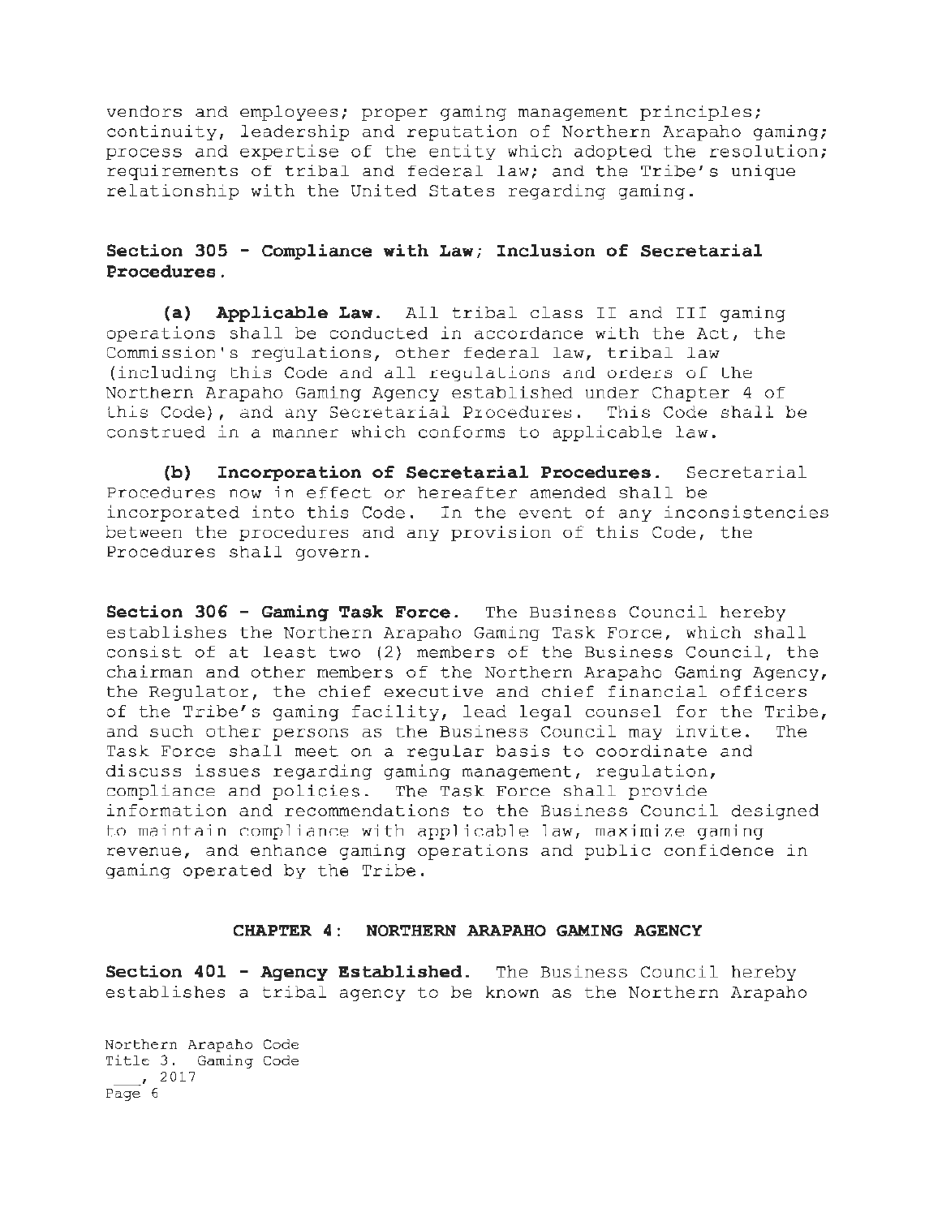vendors and employees; proper gaming management principles; continuity, leadership and reputation of Northern Arapaho gaming; process and expertise of the entity which adopted the resolution; requirements of tribal and federal law; and the Tribe's unique relationship with the United States regarding gaming.

**Section 305 - Compliance with Law; Inclusion of Secretarial Procedures.**

**(a) Applicable Law.** All tribal class II and III gaming operations shall be conducted in accordance with the Act, the Commission's regulations, other federal law, tribal law (including this Code and all regulations and orders of the Northern Arapaho Gaming Agency established under Chapter 4 of this Code), and any Secretarial Procedures. This Code shall be construed in a manner which conforms to applicable law.

**(b) Incorporation of Secretarial Procedures.** Secretarial Procedures now in effect or hereafter amended shall be incorporated into this Code. In the event of any inconsistencies between the procedures and any provision of this Code, the Procedures shall govern.

**Section 306 - Gaming Task Force.** The Business Council hereby establishes the Northern Arapaho Gaming Task Force, which shall consist of at least two (2) members of the Business Council, the chairman and other members of the Northern Arapaho Gaming Agency, the Regulator, the chief executive and chief financial officers of the Tribe's gaming facility, lead legal counsel for the Tribe, and such other persons as the Business Council may invite. The Task Force shall meet on a regular basis to coordinate and discuss issues regarding gaming management, regulation, compliance and policies. The Task Force shall provide information and recommendations to the Business Council designed to maintain compliance with applicable law, maximize gaming revenue, and enhance gaming operations and public confidence in gaming operated by the Tribe.

## CHAPTER 4: NORTHERN ARAPAHO GAMING AGENCY

**Section 401 - Agency Established.** The Business Council hereby establishes a tribal agency to be known as the Northern Arapaho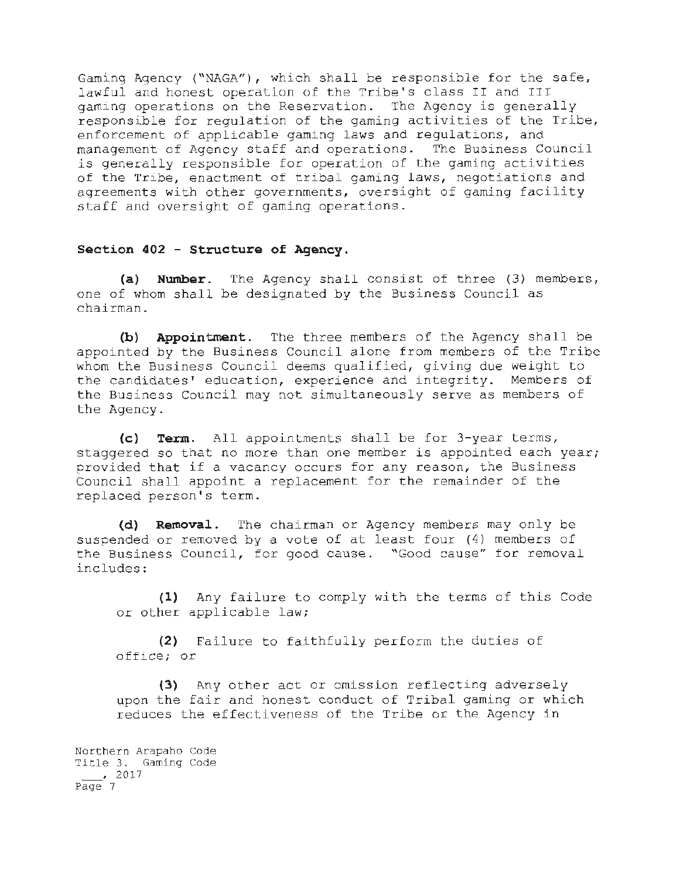Gaming Agency ("NAGA"), which shall be responsible for the safe, lawful and honest operation of the Tribe's class II and III gaming operations on the Reservation. The Agency is generally responsible for regulation of the gaming activities of the Tribe, enforcement of applicable gaming laws and regulations, and management of Agency staff and operations. The Business Council is generally responsible for operation of the gaming activities of the Tribe, enactment of tribal gaming laws, negotiations and agreements with other governments, oversight of gaming facility staff and oversight of gaming operations.

**Section 402 - Structure of Agency.**

**(a) Number.** The Agency shall consist of three (3) members, one of whom shall be designated by the Business Council as chairman.

**(b) Appointment.** The three members of the Agency shall be appointed by the Business Council alone from members of the Tribe whom the Business Council deems qualified, giving due weight to the candidates' education, experience and integrity. Members of the Business Council may not simultaneously serve as members of the Agency.

**(c) Term.** All appointments shall be for 3-year terms, staggered so that no more than one member is appointed each year; provided that if a vacancy occurs for any reason, the Business Council shall appoint a replacement for the remainder of the replaced person's term.

**(d) Removal.** The chairman or Agency members may only be suspended or removed by a vote of at least four (4) members of the Business Council, for good cause. "Good cause" for removal includes:

> **(1)** Any failure to comply with the terms of this Code or other applicable law;
>
> **(2)** Failure to faithfully perform the duties of office; or
>
> **(3)** Any other act or omission reflecting adversely upon the fair and honest conduct of Tribal gaming or which reduces the effectiveness of the Tribe or the Agency in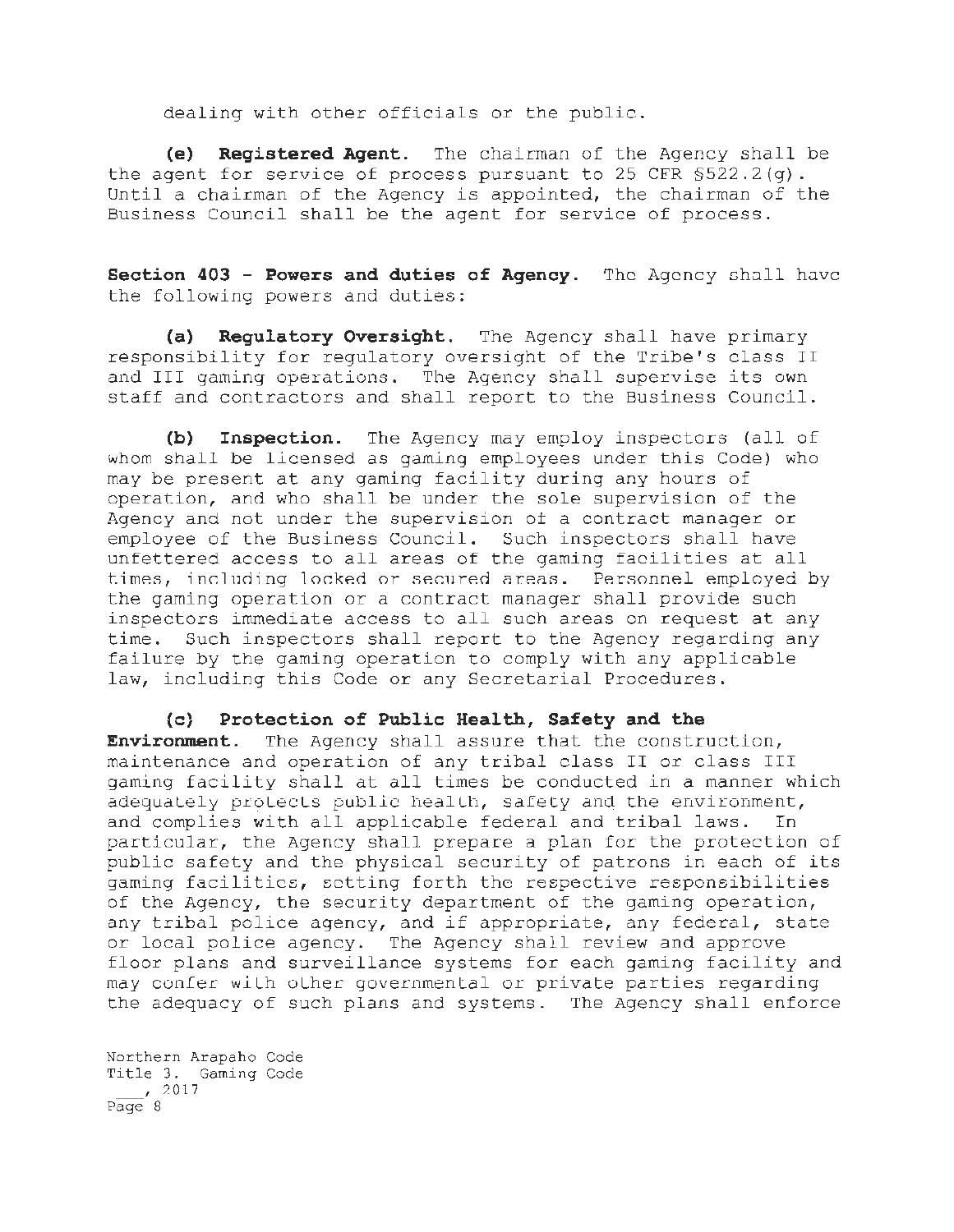dealing with other officials or the public.

**(e) Registered Agent.** The chairman of the Agency shall be the agent for service of process pursuant to 25 CFR §522.2(g). Until a chairman of the Agency is appointed, the chairman of the Business Council shall be the agent for service of process.

**Section 403 - Powers and duties of Agency.** The Agency shall have the following powers and duties:

**(a) Regulatory Oversight.** The Agency shall have primary responsibility for regulatory oversight of the Tribe's class II and III gaming operations. The Agency shall supervise its own staff and contractors and shall report to the Business Council.

**(b) Inspection.** The Agency may employ inspectors (all of whom shall be licensed as gaming employees under this Code) who may be present at any gaming facility during any hours of operation, and who shall be under the sole supervision of the Agency and not under the supervision of a contract manager or employee of the Business Council. Such inspectors shall have unfettered access to all areas of the gaming facilities at all times, including locked or secured areas. Personnel employed by the gaming operation or a contract manager shall provide such inspectors immediate access to all such areas on request at any time. Such inspectors shall report to the Agency regarding any failure by the gaming operation to comply with any applicable law, including this Code or any Secretarial Procedures.

**(c) Protection of Public Health, Safety and the Environment.** The Agency shall assure that the construction, maintenance and operation of any tribal class II or class III gaming facility shall at all times be conducted in a manner which adequately protects public health, safety and the environment, and complies with all applicable federal and tribal laws. In particular, the Agency shall prepare a plan for the protection of public safety and the physical security of patrons in each of its gaming facilities, setting forth the respective responsibilities of the Agency, the security department of the gaming operation, any tribal police agency, and if appropriate, any federal, state or local police agency. The Agency shall review and approve floor plans and surveillance systems for each gaming facility and may confer with other governmental or private parties regarding the adequacy of such plans and systems. The Agency shall enforce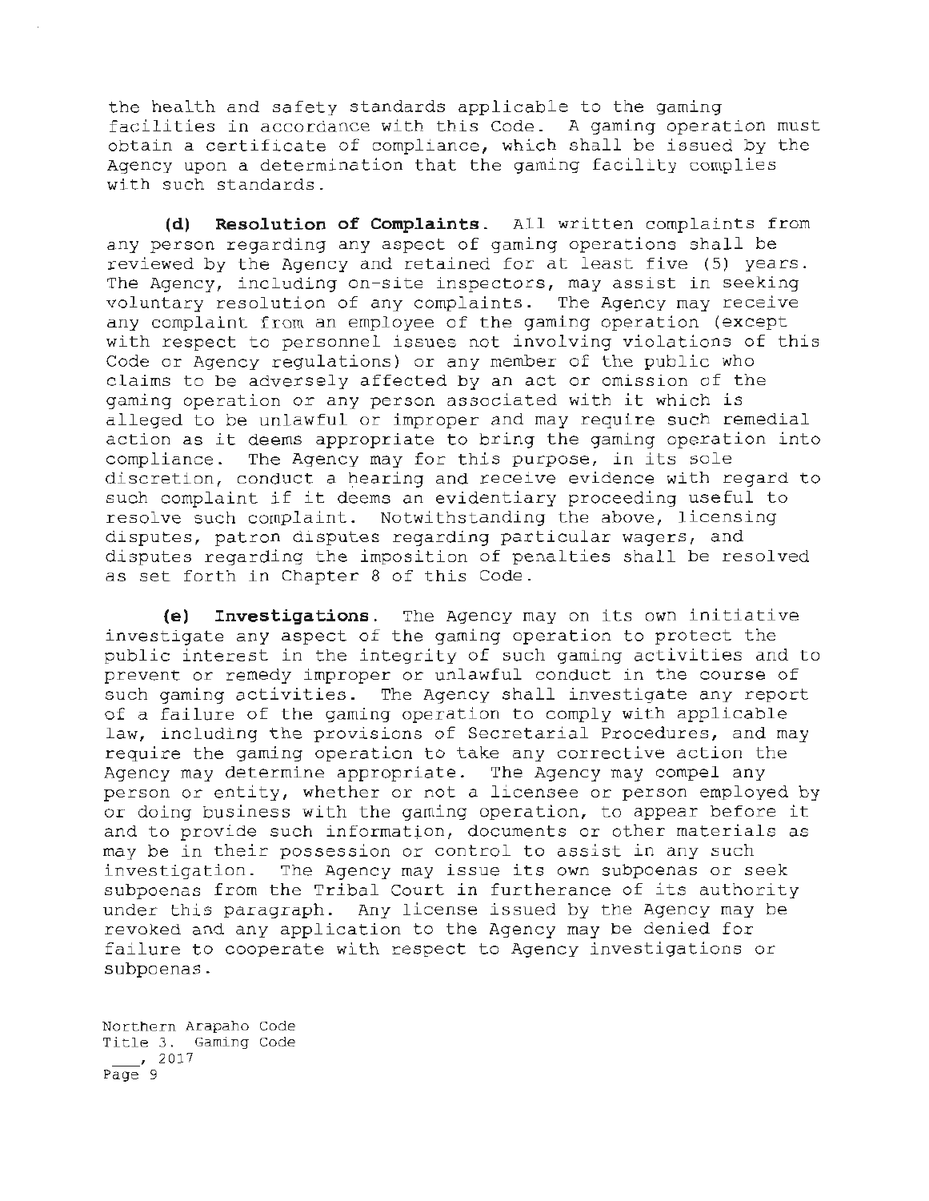the health and safety standards applicable to the gaming facilities in accordance with this Code. A gaming operation must obtain a certificate of compliance, which shall be issued by the Agency upon a determination that the gaming facility complies with such standards.

**(d) Resolution of Complaints.** All written complaints from any person regarding any aspect of gaming operations shall be reviewed by the Agency and retained for at least five (5) years. The Agency, including on-site inspectors, may assist in seeking voluntary resolution of any complaints. The Agency may receive any complaint from an employee of the gaming operation (except with respect to personnel issues not involving violations of this Code or Agency regulations) or any member of the public who claims to be adversely affected by an act or omission of the gaming operation or any person associated with it which is alleged to be unlawful or improper and may require such remedial action as it deems appropriate to bring the gaming operation into compliance. The Agency may for this purpose, in its sole discretion, conduct a hearing and receive evidence with regard to such complaint if it deems an evidentiary proceeding useful to resolve such complaint. Notwithstanding the above, licensing disputes, patron disputes regarding particular wagers, and disputes regarding the imposition of penalties shall be resolved as set forth in Chapter 8 of this Code.

**(e) Investigations.** The Agency may on its own initiative investigate any aspect of the gaming operation to protect the public interest in the integrity of such gaming activities and to prevent or remedy improper or unlawful conduct in the course of such gaming activities. The Agency shall investigate any report of a failure of the gaming operation to comply with applicable law, including the provisions of Secretarial Procedures, and may require the gaming operation to take any corrective action the Agency may determine appropriate. The Agency may compel any person or entity, whether or not a licensee or person employed by or doing business with the gaming operation, to appear before it and to provide such information, documents or other materials as may be in their possession or control to assist in any such investigation. The Agency may issue its own subpoenas or seek subpoenas from the Tribal Court in furtherance of its authority under this paragraph. Any license issued by the Agency may be revoked and any application to the Agency may be denied for failure to cooperate with respect to Agency investigations or subpoenas.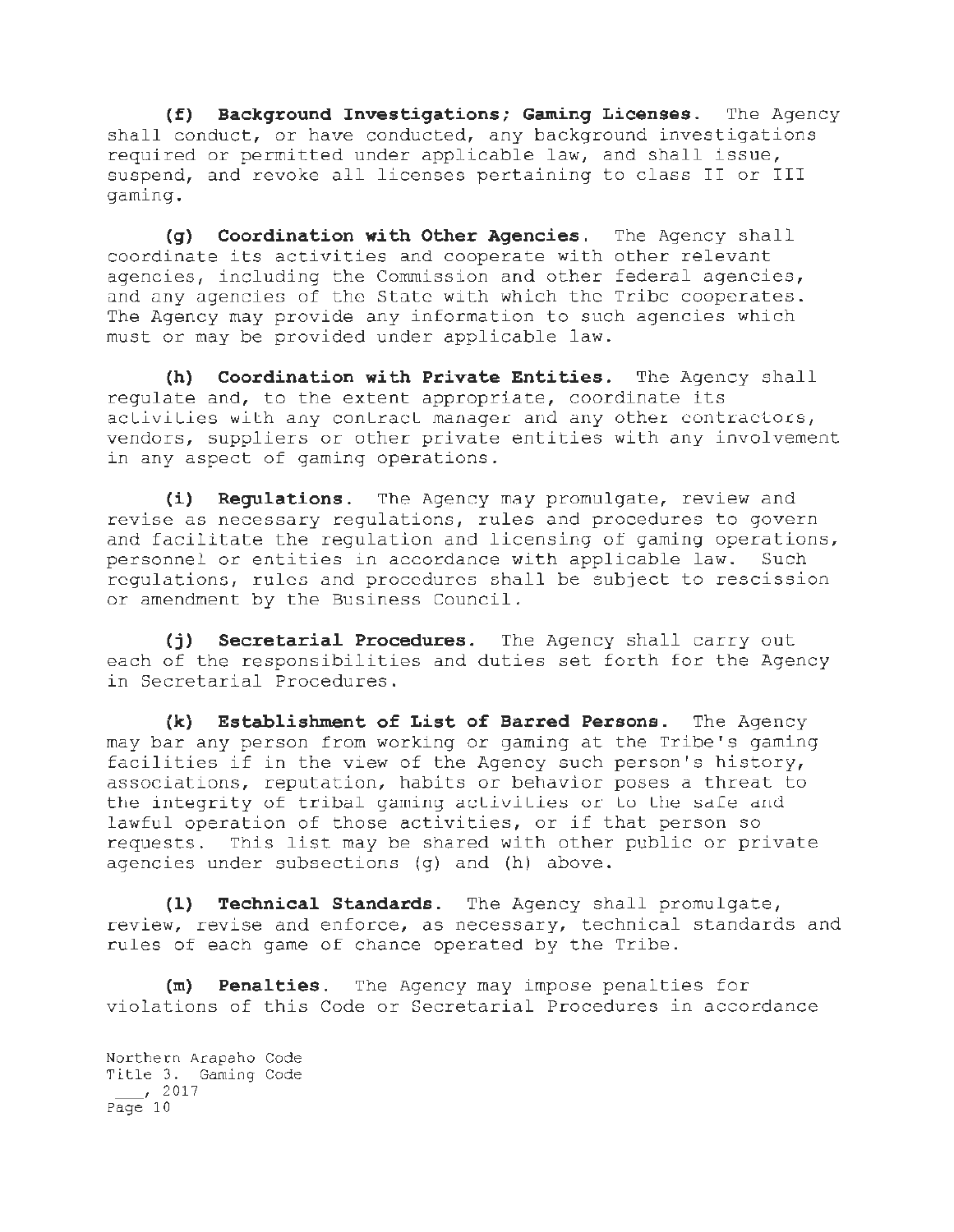**(f) Background Investigations; Gaming Licenses.** The Agency shall conduct, or have conducted, any background investigations required or permitted under applicable law, and shall issue, suspend, and revoke all licenses pertaining to class II or III gaming.

**(g) Coordination with Other Agencies.** The Agency shall coordinate its activities and cooperate with other relevant agencies, including the Commission and other federal agencies, and any agencies of the State with which the Tribe cooperates. The Agency may provide any information to such agencies which must or may be provided under applicable law.

**(h) Coordination with Private Entities.** The Agency shall regulate and, to the extent appropriate, coordinate its activities with any contract manager and any other contractors, vendors, suppliers or other private entities with any involvement in any aspect of gaming operations.

**(i) Regulations.** The Agency may promulgate, review and revise as necessary regulations, rules and procedures to govern and facilitate the regulation and licensing of gaming operations, personnel or entities in accordance with applicable law. Such regulations, rules and procedures shall be subject to rescission or amendment by the Business Council.

**(j) Secretarial Procedures.** The Agency shall carry out each of the responsibilities and duties set forth for the Agency in Secretarial Procedures.

**(k) Establishment of List of Barred Persons.** The Agency may bar any person from working or gaming at the Tribe's gaming facilities if in the view of the Agency such person's history, associations, reputation, habits or behavior poses a threat to the integrity of tribal gaming activities or to the safe and lawful operation of those activities, or if that person so requests. This list may be shared with other public or private agencies under subsections (g) and (h) above.

**(l) Technical Standards.** The Agency shall promulgate, review, revise and enforce, as necessary, technical standards and rules of each game of chance operated by the Tribe.

**(m) Penalties.** The Agency may impose penalties for violations of this Code or Secretarial Procedures in accordance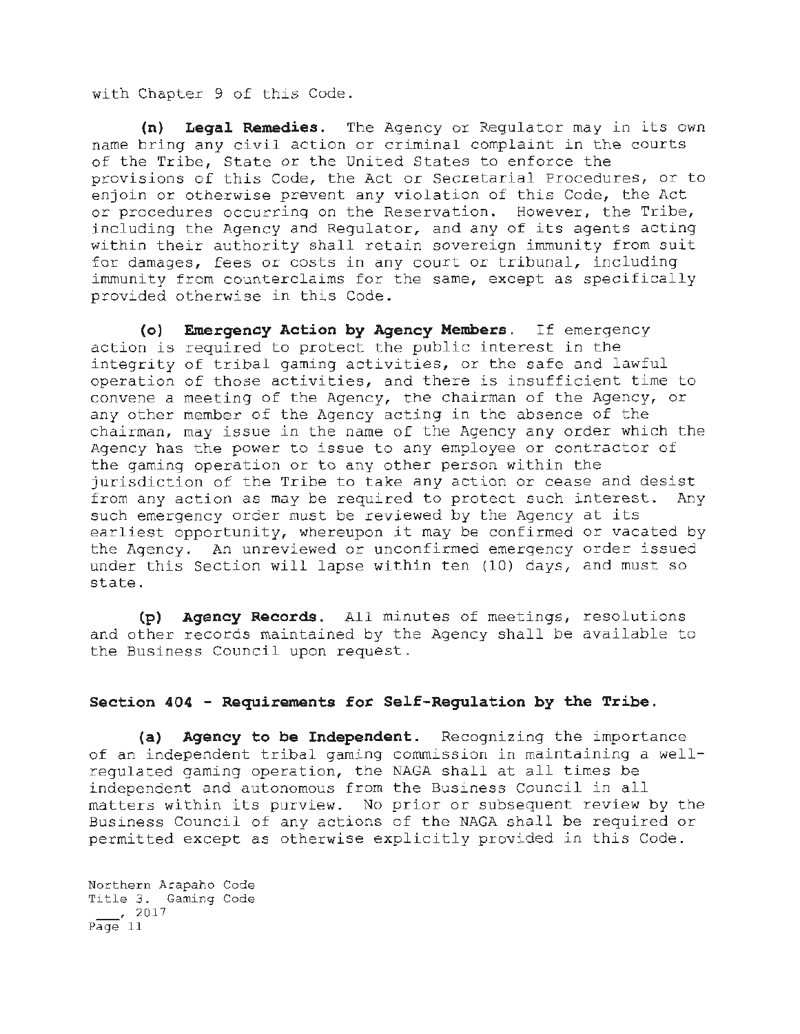with Chapter 9 of this Code.

**(n) Legal Remedies.** The Agency or Regulator may in its own name bring any civil action or criminal complaint in the courts of the Tribe, State or the United States to enforce the provisions of this Code, the Act or Secretarial Procedures, or to enjoin or otherwise prevent any violation of this Code, the Act or procedures occurring on the Reservation. However, the Tribe, including the Agency and Regulator, and any of its agents acting within their authority shall retain sovereign immunity from suit for damages, fees or costs in any court or tribunal, including immunity from counterclaims for the same, except as specifically provided otherwise in this Code.

**(o) Emergency Action by Agency Members.** If emergency action is required to protect the public interest in the integrity of tribal gaming activities, or the safe and lawful operation of those activities, and there is insufficient time to convene a meeting of the Agency, the chairman of the Agency, or any other member of the Agency acting in the absence of the chairman, may issue in the name of the Agency any order which the Agency has the power to issue to any employee or contractor of the gaming operation or to any other person within the jurisdiction of the Tribe to take any action or cease and desist from any action as may be required to protect such interest. Any such emergency order must be reviewed by the Agency at its earliest opportunity, whereupon it may be confirmed or vacated by the Agency. An unreviewed or unconfirmed emergency order issued under this Section will lapse within ten (10) days, and must so state.

**(p) Agency Records.** All minutes of meetings, resolutions and other records maintained by the Agency shall be available to the Business Council upon request.

### Section 404 - Requirements for Self-Regulation by the Tribe.

**(a) Agency to be Independent.** Recognizing the importance of an independent tribal gaming commission in maintaining a well-regulated gaming operation, the NAGA shall at all times be independent and autonomous from the Business Council in all matters within its purview. No prior or subsequent review by the Business Council of any actions of the NAGA shall be required or permitted except as otherwise explicitly provided in this Code.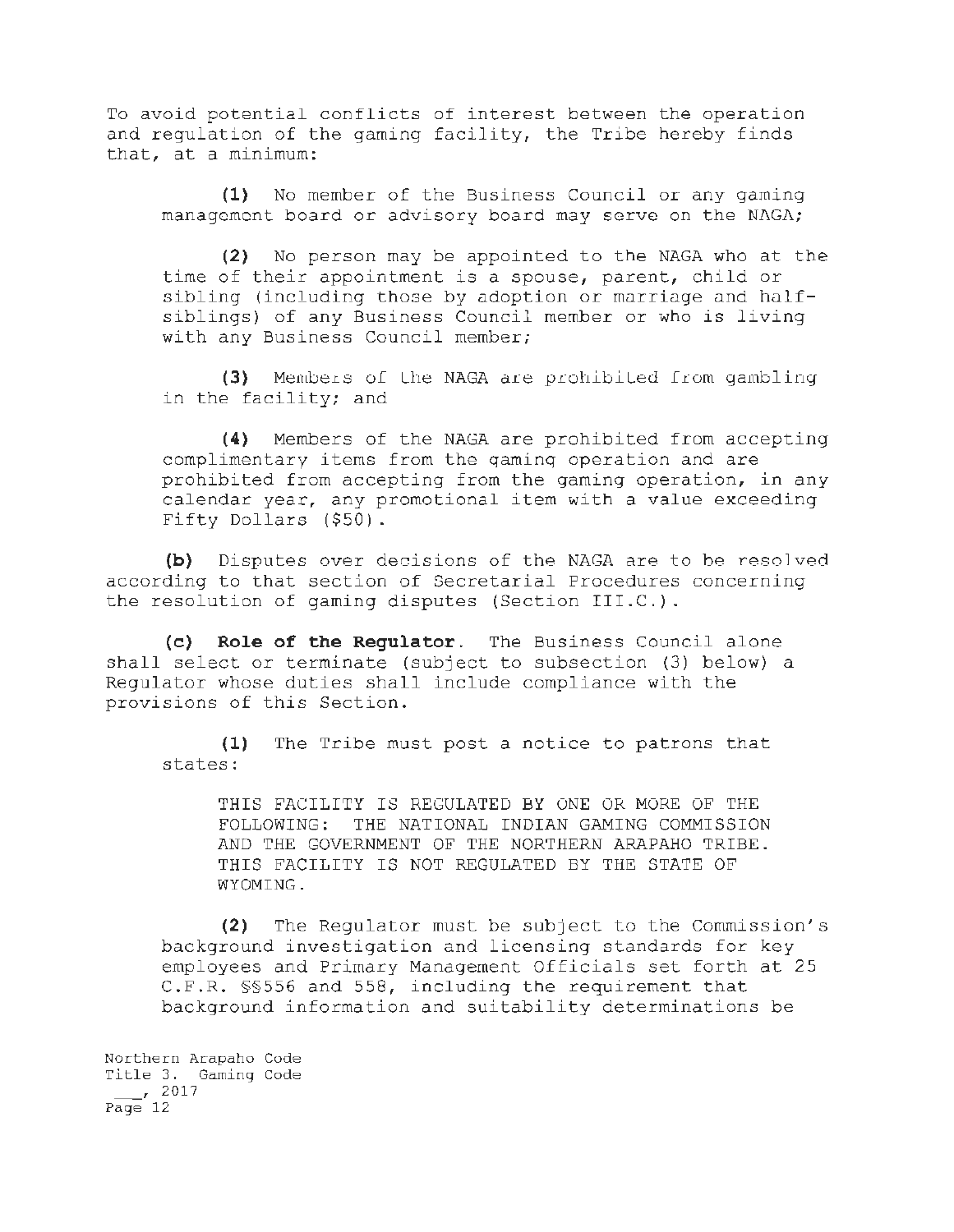To avoid potential conflicts of interest between the operation and regulation of the gaming facility, the Tribe hereby finds that, at a minimum:

**(1)** No member of the Business Council or any gaming management board or advisory board may serve on the NAGA;

**(2)** No person may be appointed to the NAGA who at the time of their appointment is a spouse, parent, child or sibling (including those by adoption or marriage and half-siblings) of any Business Council member or who is living with any Business Council member;

**(3)** Members of the NAGA are prohibited from gambling in the facility; and

**(4)** Members of the NAGA are prohibited from accepting complimentary items from the gaming operation and are prohibited from accepting from the gaming operation, in any calendar year, any promotional item with a value exceeding Fifty Dollars ($50).

**(b)** Disputes over decisions of the NAGA are to be resolved according to that section of Secretarial Procedures concerning the resolution of gaming disputes (Section III.C.).

**(c) Role of the Regulator.** The Business Council alone shall select or terminate (subject to subsection (3) below) a Regulator whose duties shall include compliance with the provisions of this Section.

**(1)** The Tribe must post a notice to patrons that states:

THIS FACILITY IS REGULATED BY ONE OR MORE OF THE FOLLOWING: THE NATIONAL INDIAN GAMING COMMISSION AND THE GOVERNMENT OF THE NORTHERN ARAPAHO TRIBE. THIS FACILITY IS NOT REGULATED BY THE STATE OF WYOMING.

**(2)** The Regulator must be subject to the Commission's background investigation and licensing standards for key employees and Primary Management Officials set forth at 25 C.F.R. §§556 and 558, including the requirement that background information and suitability determinations be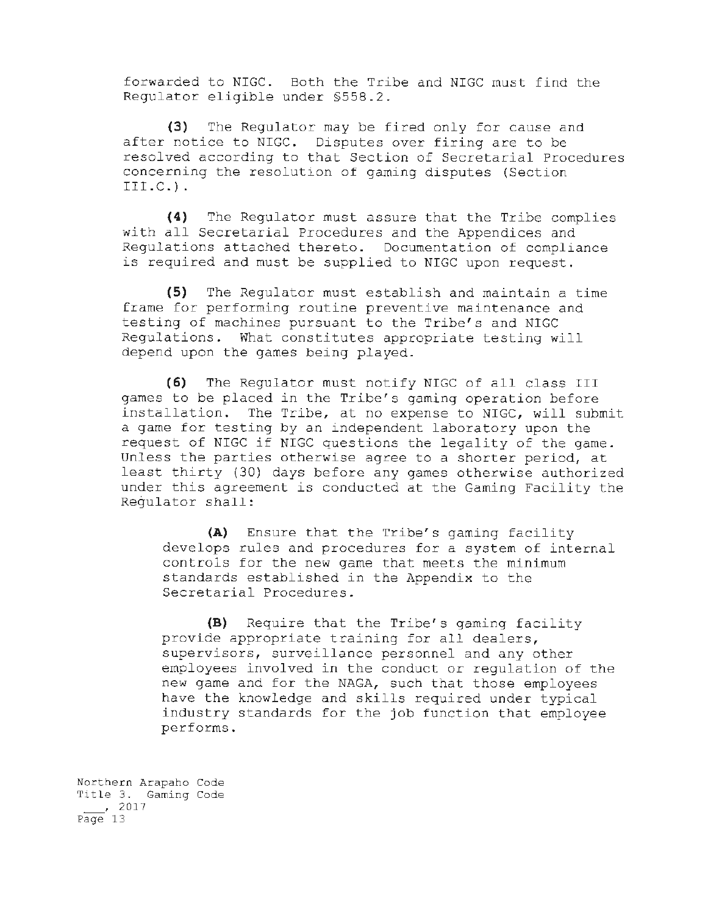forwarded to NIGC. Both the Tribe and NIGC must find the Regulator eligible under §558.2.

**(3)** The Regulator may be fired only for cause and after notice to NIGC. Disputes over firing are to be resolved according to that Section of Secretarial Procedures concerning the resolution of gaming disputes (Section III.C.).

**(4)** The Regulator must assure that the Tribe complies with all Secretarial Procedures and the Appendices and Regulations attached thereto. Documentation of compliance is required and must be supplied to NIGC upon request.

**(5)** The Regulator must establish and maintain a time frame for performing routine preventive maintenance and testing of machines pursuant to the Tribe's and NIGC Regulations. What constitutes appropriate testing will depend upon the games being played.

**(6)** The Regulator must notify NIGC of all class III games to be placed in the Tribe's gaming operation before installation. The Tribe, at no expense to NIGC, will submit a game for testing by an independent laboratory upon the request of NIGC if NIGC questions the legality of the game. Unless the parties otherwise agree to a shorter period, at least thirty (30) days before any games otherwise authorized under this agreement is conducted at the Gaming Facility the Regulator shall:

> **(A)** Ensure that the Tribe's gaming facility develops rules and procedures for a system of internal controls for the new game that meets the minimum standards established in the Appendix to the Secretarial Procedures.
>
> **(B)** Require that the Tribe's gaming facility provide appropriate training for all dealers, supervisors, surveillance personnel and any other employees involved in the conduct or regulation of the new game and for the NAGA, such that those employees have the knowledge and skills required under typical industry standards for the job function that employee performs.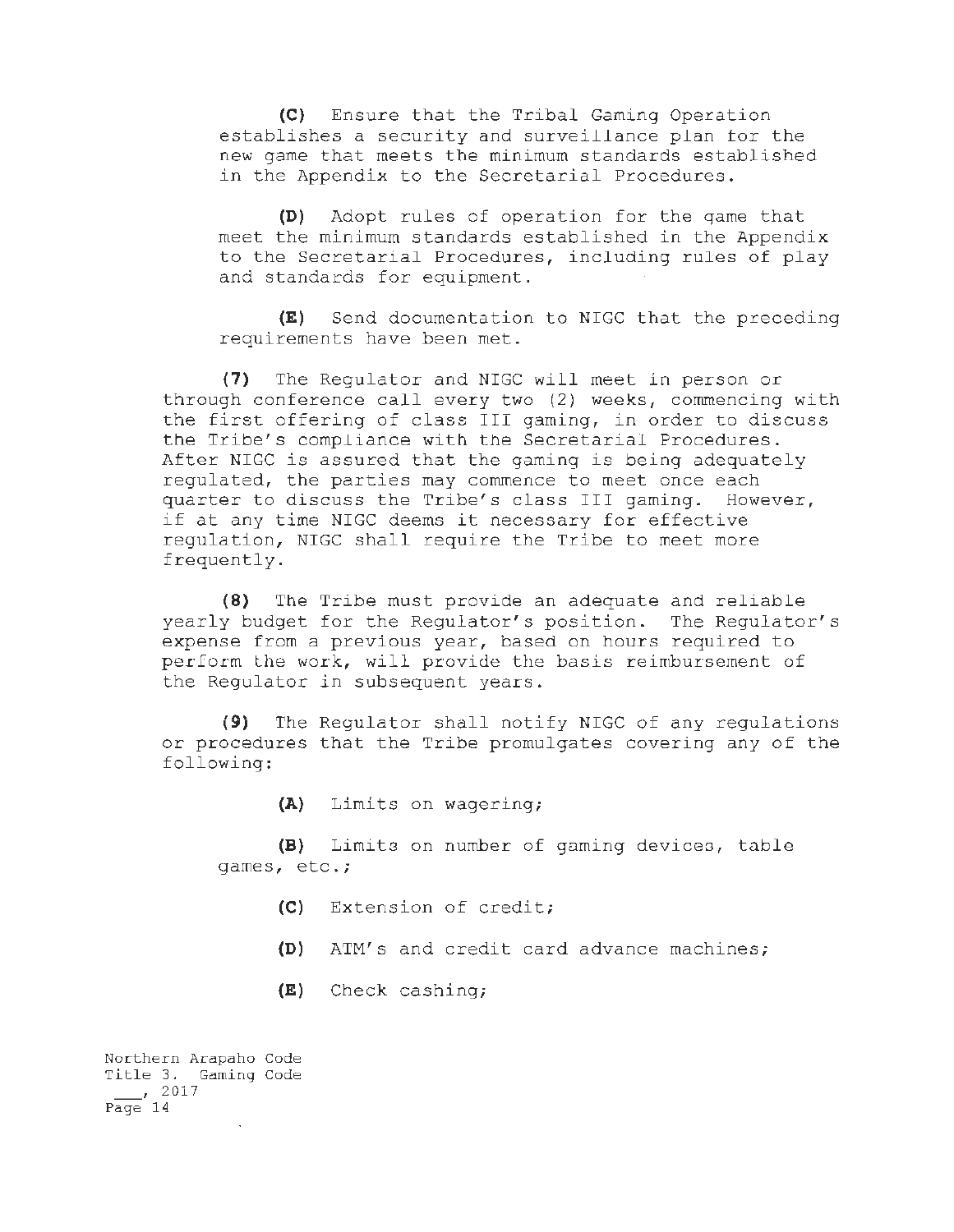**(C)** Ensure that the Tribal Gaming Operation establishes a security and surveillance plan for the new game that meets the minimum standards established in the Appendix to the Secretarial Procedures.

**(D)** Adopt rules of operation for the game that meet the minimum standards established in the Appendix to the Secretarial Procedures, including rules of play and standards for equipment.

**(E)** Send documentation to NIGC that the preceding requirements have been met.

**(7)** The Regulator and NIGC will meet in person or through conference call every two (2) weeks, commencing with the first offering of class III gaming, in order to discuss the Tribe's compliance with the Secretarial Procedures. After NIGC is assured that the gaming is being adequately regulated, the parties may commence to meet once each quarter to discuss the Tribe's class III gaming. However, if at any time NIGC deems it necessary for effective regulation, NIGC shall require the Tribe to meet more frequently.

**(8)** The Tribe must provide an adequate and reliable yearly budget for the Regulator's position. The Regulator's expense from a previous year, based on hours required to perform the work, will provide the basis reimbursement of the Regulator in subsequent years.

**(9)** The Regulator shall notify NIGC of any regulations or procedures that the Tribe promulgates covering any of the following:

**(A)** Limits on wagering;

**(B)** Limits on number of gaming devices, table games, etc.;

**(C)** Extension of credit;

**(D)** ATM's and credit card advance machines;

**(E)** Check cashing;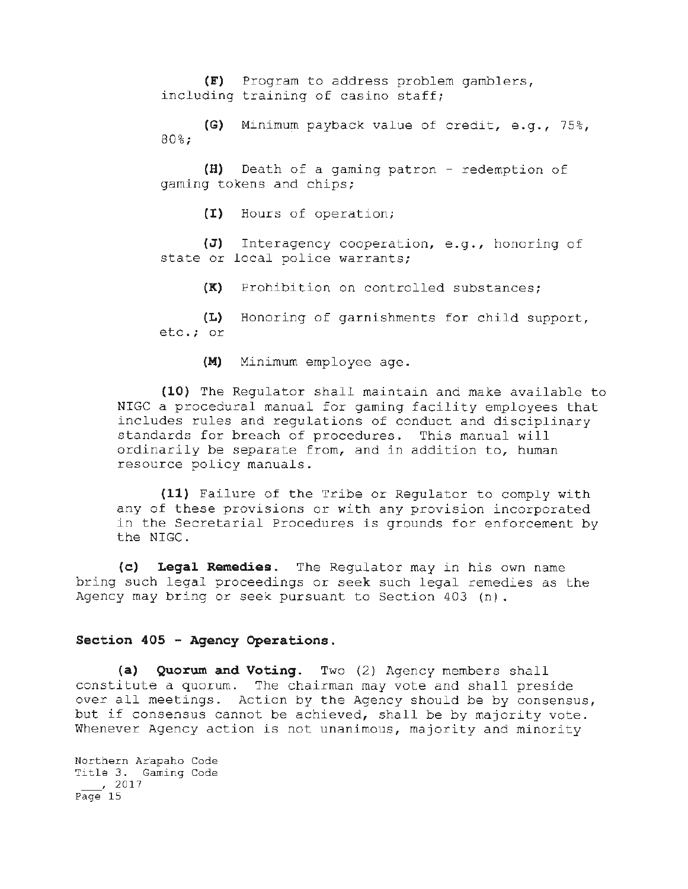**(F)** Program to address problem gamblers, including training of casino staff;

**(G)** Minimum payback value of credit, e.g., 75%, 80%;

**(H)** Death of a gaming patron - redemption of gaming tokens and chips;

**(I)** Hours of operation;

**(J)** Interagency cooperation, e.g., honoring of state or local police warrants;

**(K)** Prohibition on controlled substances;

**(L)** Honoring of garnishments for child support, etc.; or

**(M)** Minimum employee age.

**(10)** The Regulator shall maintain and make available to NIGC a procedural manual for gaming facility employees that includes rules and regulations of conduct and disciplinary standards for breach of procedures. This manual will ordinarily be separate from, and in addition to, human resource policy manuals.

**(11)** Failure of the Tribe or Regulator to comply with any of these provisions or with any provision incorporated in the Secretarial Procedures is grounds for enforcement by the NIGC.

**(c) Legal Remedies.** The Regulator may in his own name bring such legal proceedings or seek such legal remedies as the Agency may bring or seek pursuant to Section 403 (n).

### Section 405 - Agency Operations.

**(a) Quorum and Voting.** Two (2) Agency members shall constitute a quorum. The chairman may vote and shall preside over all meetings. Action by the Agency should be by consensus, but if consensus cannot be achieved, shall be by majority vote. Whenever Agency action is not unanimous, majority and minority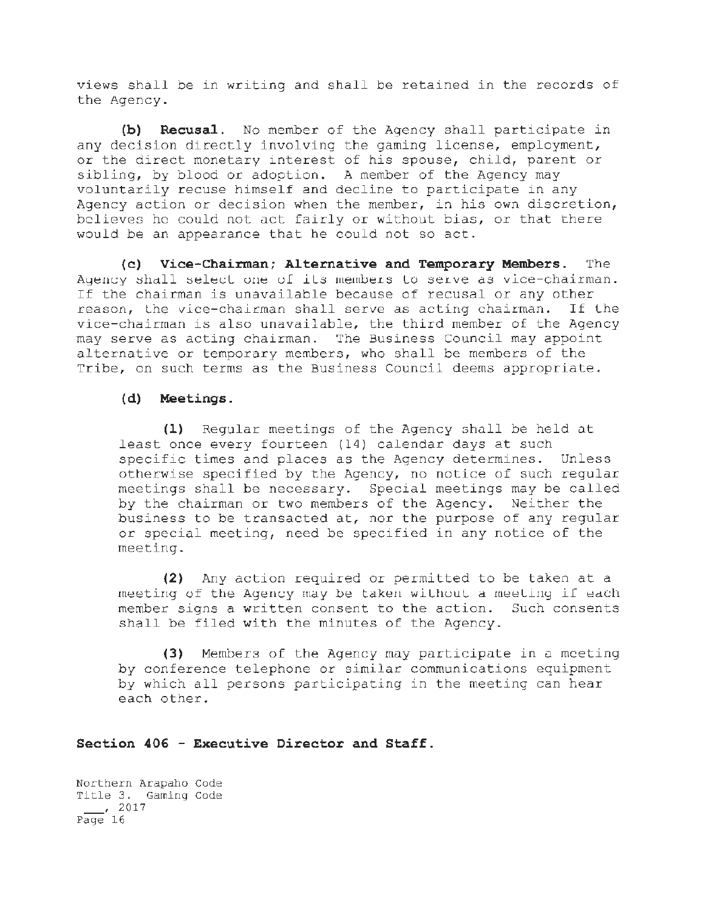views shall be in writing and shall be retained in the records of the Agency.

**(b) Recusal.** No member of the Agency shall participate in any decision directly involving the gaming license, employment, or the direct monetary interest of his spouse, child, parent or sibling, by blood or adoption. A member of the Agency may voluntarily recuse himself and decline to participate in any Agency action or decision when the member, in his own discretion, believes he could not act fairly or without bias, or that there would be an appearance that he could not so act.

**(c) Vice-Chairman; Alternative and Temporary Members.** The Agency shall select one of its members to serve as vice-chairman. If the chairman is unavailable because of recusal or any other reason, the vice-chairman shall serve as acting chairman. If the vice-chairman is also unavailable, the third member of the Agency may serve as acting chairman. The Business Council may appoint alternative or temporary members, who shall be members of the Tribe, on such terms as the Business Council deems appropriate.

**(d) Meetings.**

**(1)** Regular meetings of the Agency shall be held at least once every fourteen (14) calendar days at such specific times and places as the Agency determines. Unless otherwise specified by the Agency, no notice of such regular meetings shall be necessary. Special meetings may be called by the chairman or two members of the Agency. Neither the business to be transacted at, nor the purpose of any regular or special meeting, need be specified in any notice of the meeting.

**(2)** Any action required or permitted to be taken at a meeting of the Agency may be taken without a meeting if each member signs a written consent to the action. Such consents shall be filed with the minutes of the Agency.

**(3)** Members of the Agency may participate in a meeting by conference telephone or similar communications equipment by which all persons participating in the meeting can hear each other.

## Section 406 - Executive Director and Staff.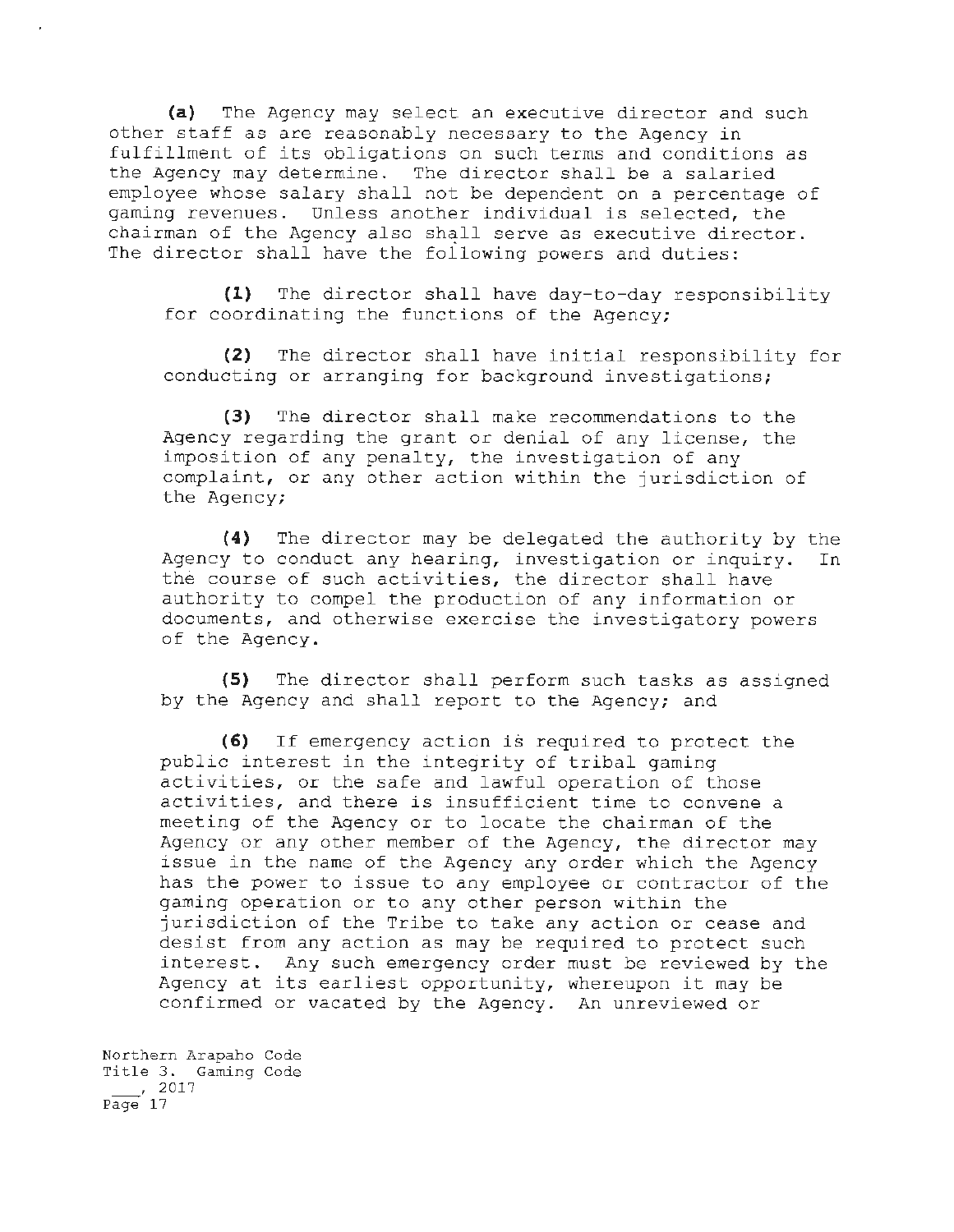**(a)** The Agency may select an executive director and such other staff as are reasonably necessary to the Agency in fulfillment of its obligations on such terms and conditions as the Agency may determine. The director shall be a salaried employee whose salary shall not be dependent on a percentage of gaming revenues. Unless another individual is selected, the chairman of the Agency also shall serve as executive director. The director shall have the following powers and duties:

**(1)** The director shall have day-to-day responsibility for coordinating the functions of the Agency;

**(2)** The director shall have initial responsibility for conducting or arranging for background investigations;

**(3)** The director shall make recommendations to the Agency regarding the grant or denial of any license, the imposition of any penalty, the investigation of any complaint, or any other action within the jurisdiction of the Agency;

**(4)** The director may be delegated the authority by the Agency to conduct any hearing, investigation or inquiry. In the course of such activities, the director shall have authority to compel the production of any information or documents, and otherwise exercise the investigatory powers of the Agency.

**(5)** The director shall perform such tasks as assigned by the Agency and shall report to the Agency; and

**(6)** If emergency action is required to protect the public interest in the integrity of tribal gaming activities, or the safe and lawful operation of those activities, and there is insufficient time to convene a meeting of the Agency or to locate the chairman of the Agency or any other member of the Agency, the director may issue in the name of the Agency any order which the Agency has the power to issue to any employee or contractor of the gaming operation or to any other person within the jurisdiction of the Tribe to take any action or cease and desist from any action as may be required to protect such interest. Any such emergency order must be reviewed by the Agency at its earliest opportunity, whereupon it may be confirmed or vacated by the Agency. An unreviewed or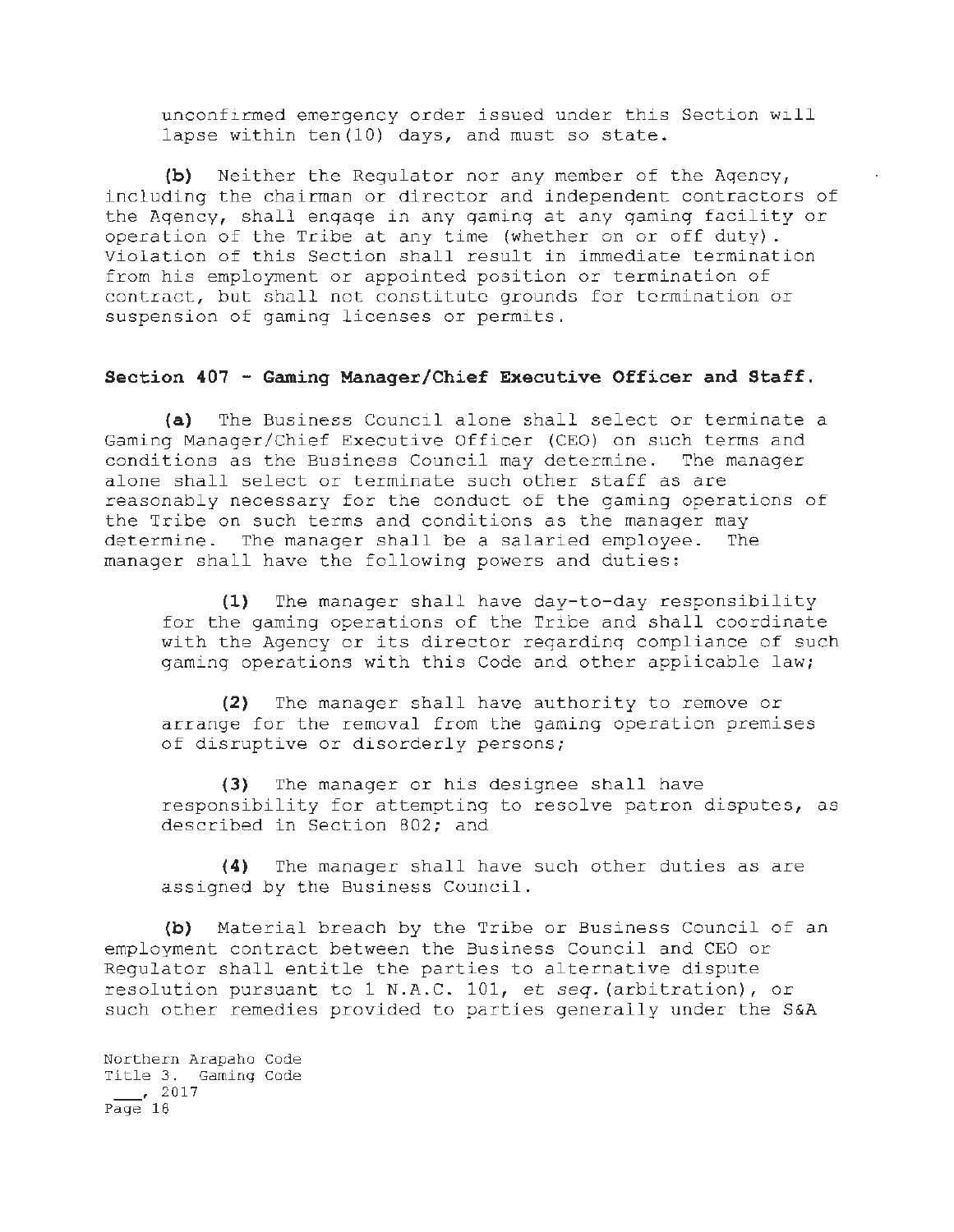unconfirmed emergency order issued under this Section will lapse within ten(10) days, and must so state.

**(b)** Neither the Regulator nor any member of the Agency, including the chairman or director and independent contractors of the Agency, shall engage in any gaming at any gaming facility or operation of the Tribe at any time (whether on or off duty). Violation of this Section shall result in immediate termination from his employment or appointed position or termination of contract, but shall not constitute grounds for termination or suspension of gaming licenses or permits.

## Section 407 - Gaming Manager/Chief Executive Officer and Staff.

**(a)** The Business Council alone shall select or terminate a Gaming Manager/Chief Executive Officer (CEO) on such terms and conditions as the Business Council may determine. The manager alone shall select or terminate such other staff as are reasonably necessary for the conduct of the gaming operations of the Tribe on such terms and conditions as the manager may determine. The manager shall be a salaried employee. The manager shall have the following powers and duties:

**(1)** The manager shall have day-to-day responsibility for the gaming operations of the Tribe and shall coordinate with the Agency or its director regarding compliance of such gaming operations with this Code and other applicable law;

**(2)** The manager shall have authority to remove or arrange for the removal from the gaming operation premises of disruptive or disorderly persons;

**(3)** The manager or his designee shall have responsibility for attempting to resolve patron disputes, as described in Section 802; and

**(4)** The manager shall have such other duties as are assigned by the Business Council.

**(b)** Material breach by the Tribe or Business Council of an employment contract between the Business Council and CEO or Regulator shall entitle the parties to alternative dispute resolution pursuant to 1 N.A.C. 101, *et seq.*(arbitration), or such other remedies provided to parties generally under the S&A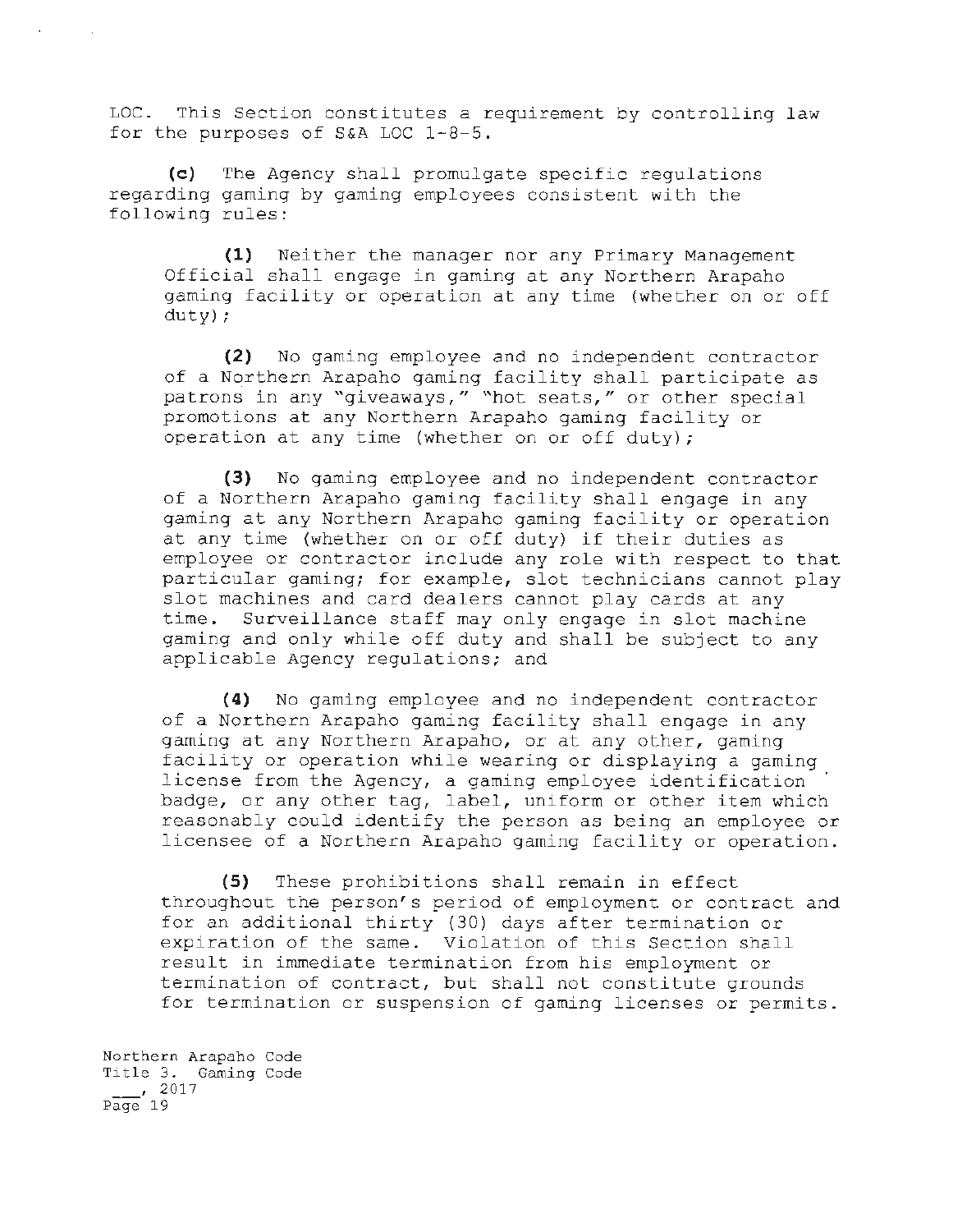LOC. This Section constitutes a requirement by controlling law for the purposes of S&A LOC 1-8-5.

**(c)** The Agency shall promulgate specific regulations regarding gaming by gaming employees consistent with the following rules:

**(1)** Neither the manager nor any Primary Management Official shall engage in gaming at any Northern Arapaho gaming facility or operation at any time (whether on or off duty);

**(2)** No gaming employee and no independent contractor of a Northern Arapaho gaming facility shall participate as patrons in any "giveaways," "hot seats," or other special promotions at any Northern Arapaho gaming facility or operation at any time (whether on or off duty);

**(3)** No gaming employee and no independent contractor of a Northern Arapaho gaming facility shall engage in any gaming at any Northern Arapaho gaming facility or operation at any time (whether on or off duty) if their duties as employee or contractor include any role with respect to that particular gaming; for example, slot technicians cannot play slot machines and card dealers cannot play cards at any time. Surveillance staff may only engage in slot machine gaming and only while off duty and shall be subject to any applicable Agency regulations; and

**(4)** No gaming employee and no independent contractor of a Northern Arapaho gaming facility shall engage in any gaming at any Northern Arapaho, or at any other, gaming facility or operation while wearing or displaying a gaming license from the Agency, a gaming employee identification badge, or any other tag, label, uniform or other item which reasonably could identify the person as being an employee or licensee of a Northern Arapaho gaming facility or operation.

**(5)** These prohibitions shall remain in effect throughout the person's period of employment or contract and for an additional thirty (30) days after termination or expiration of the same. Violation of this Section shall result in immediate termination from his employment or termination of contract, but shall not constitute grounds for termination or suspension of gaming licenses or permits.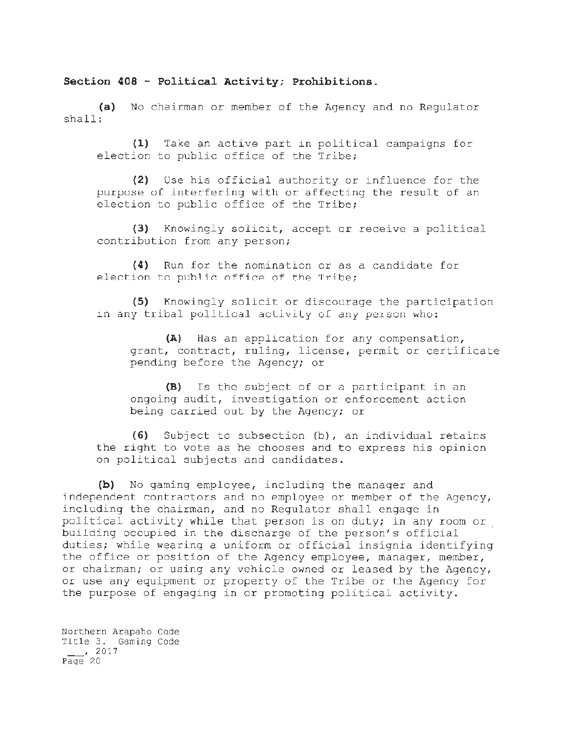**Section 408 - Political Activity; Prohibitions.**

**(a)** No chairman or member of the Agency and no Regulator shall:

**(1)** Take an active part in political campaigns for election to public office of the Tribe;

**(2)** Use his official authority or influence for the purpose of interfering with or affecting the result of an election to public office of the Tribe;

**(3)** Knowingly solicit, accept or receive a political contribution from any person;

**(4)** Run for the nomination or as a candidate for election to public office of the Tribe;

**(5)** Knowingly solicit or discourage the participation in any tribal political activity of any person who:

**(A)** Has an application for any compensation, grant, contract, ruling, license, permit or certificate pending before the Agency; or

**(B)** Is the subject of or a participant in an ongoing audit, investigation or enforcement action being carried out by the Agency; or

**(6)** Subject to subsection (b), an individual retains the right to vote as he chooses and to express his opinion on political subjects and candidates.

**(b)** No gaming employee, including the manager and independent contractors and no employee or member of the Agency, including the chairman, and no Regulator shall engage in political activity while that person is on duty; in any room or building occupied in the discharge of the person's official duties; while wearing a uniform or official insignia identifying the office or position of the Agency employee, manager, member, or chairman; or using any vehicle owned or leased by the Agency, or use any equipment or property of the Tribe or the Agency for the purpose of engaging in or promoting political activity.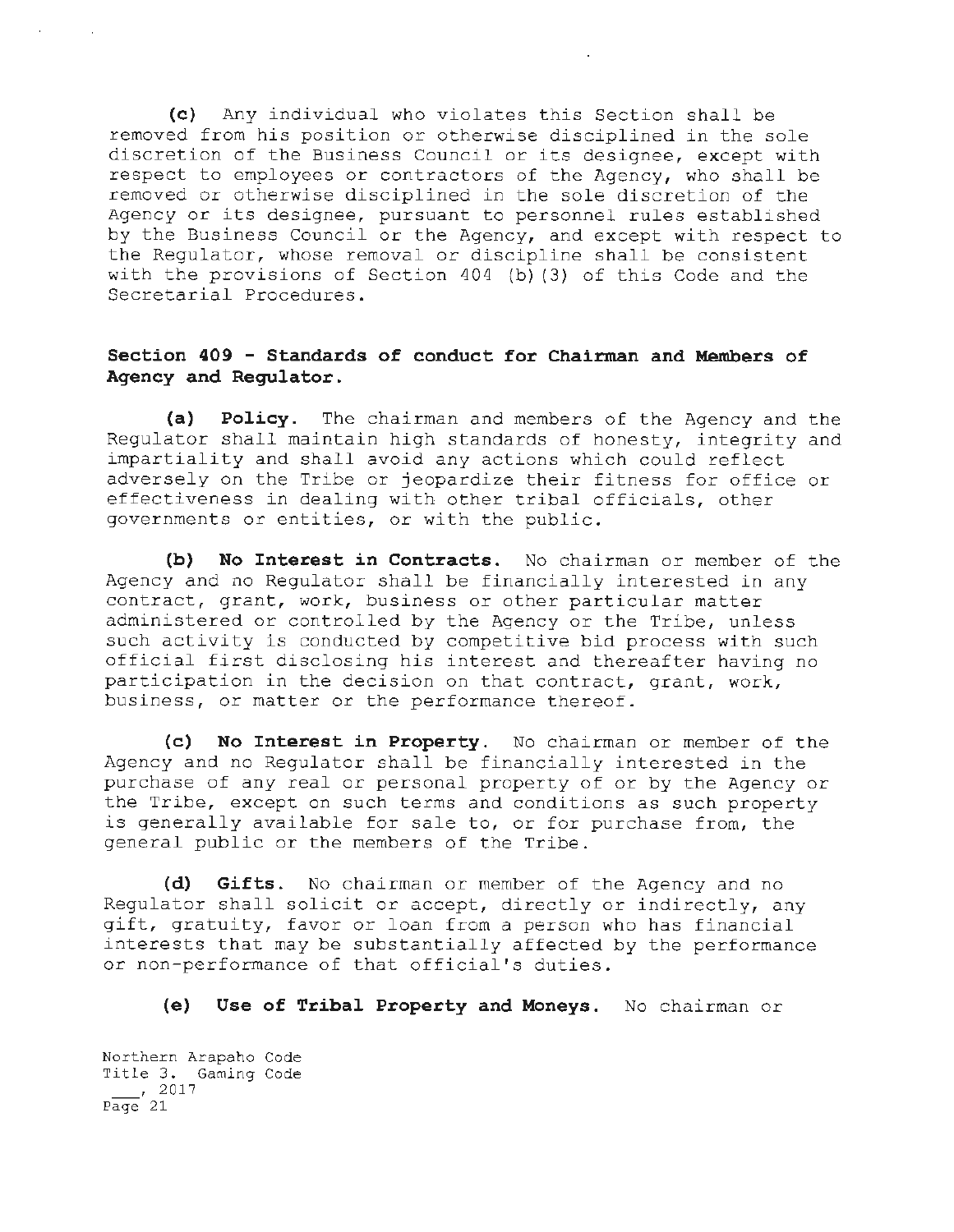**(c)** Any individual who violates this Section shall be removed from his position or otherwise disciplined in the sole discretion of the Business Council or its designee, except with respect to employees or contractors of the Agency, who shall be removed or otherwise disciplined in the sole discretion of the Agency or its designee, pursuant to personnel rules established by the Business Council or the Agency, and except with respect to the Regulator, whose removal or discipline shall be consistent with the provisions of Section 404 (b)(3) of this Code and the Secretarial Procedures.

### Section 409 - Standards of conduct for Chairman and Members of Agency and Regulator.

**(a) Policy.** The chairman and members of the Agency and the Regulator shall maintain high standards of honesty, integrity and impartiality and shall avoid any actions which could reflect adversely on the Tribe or jeopardize their fitness for office or effectiveness in dealing with other tribal officials, other governments or entities, or with the public.

**(b) No Interest in Contracts.** No chairman or member of the Agency and no Regulator shall be financially interested in any contract, grant, work, business or other particular matter administered or controlled by the Agency or the Tribe, unless such activity is conducted by competitive bid process with such official first disclosing his interest and thereafter having no participation in the decision on that contract, grant, work, business, or matter or the performance thereof.

**(c) No Interest in Property.** No chairman or member of the Agency and no Regulator shall be financially interested in the purchase of any real or personal property of or by the Agency or the Tribe, except on such terms and conditions as such property is generally available for sale to, or for purchase from, the general public or the members of the Tribe.

**(d) Gifts.** No chairman or member of the Agency and no Regulator shall solicit or accept, directly or indirectly, any gift, gratuity, favor or loan from a person who has financial interests that may be substantially affected by the performance or non-performance of that official's duties.

**(e) Use of Tribal Property and Moneys.** No chairman or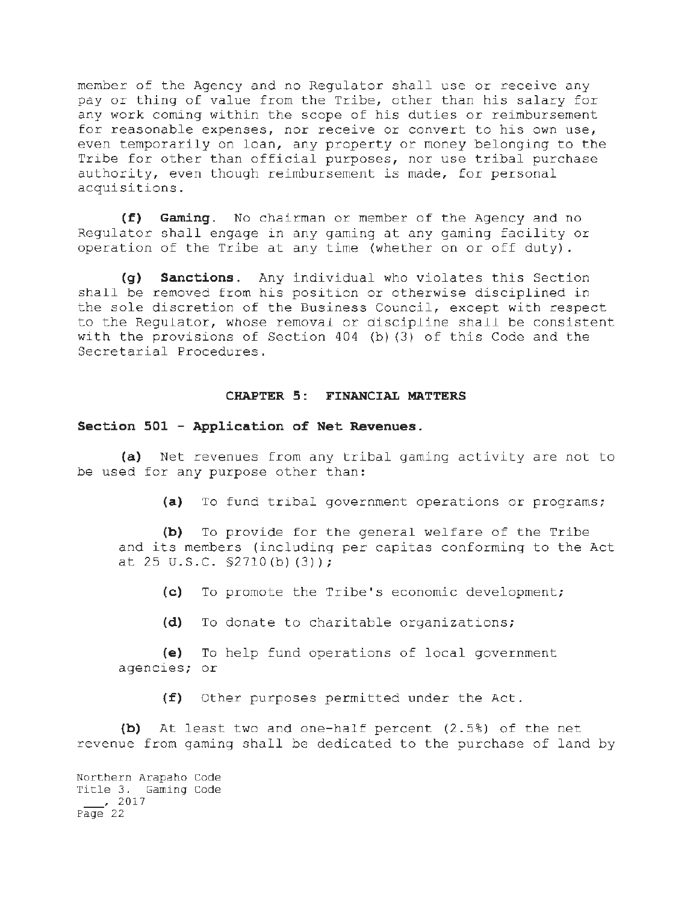member of the Agency and no Regulator shall use or receive any pay or thing of value from the Tribe, other than his salary for any work coming within the scope of his duties or reimbursement for reasonable expenses, nor receive or convert to his own use, even temporarily on loan, any property or money belonging to the Tribe for other than official purposes, nor use tribal purchase authority, even though reimbursement is made, for personal acquisitions.

**(f) Gaming**. No chairman or member of the Agency and no Regulator shall engage in any gaming at any gaming facility or operation of the Tribe at any time (whether on or off duty).

**(g) Sanctions**. Any individual who violates this Section shall be removed from his position or otherwise disciplined in the sole discretion of the Business Council, except with respect to the Regulator, whose removal or discipline shall be consistent with the provisions of Section 404 (b)(3) of this Code and the Secretarial Procedures.

## CHAPTER 5: FINANCIAL MATTERS

### Section 501 - Application of Net Revenues.

**(a)** Net revenues from any tribal gaming activity are not to be used for any purpose other than:

**(a)** To fund tribal government operations or programs;

**(b)** To provide for the general welfare of the Tribe and its members (including per capitas conforming to the Act at 25 U.S.C. §2710(b)(3));

**(c)** To promote the Tribe's economic development;

**(d)** To donate to charitable organizations;

**(e)** To help fund operations of local government agencies; or

**(f)** Other purposes permitted under the Act.

**(b)** At least two and one-half percent (2.5%) of the net revenue from gaming shall be dedicated to the purchase of land by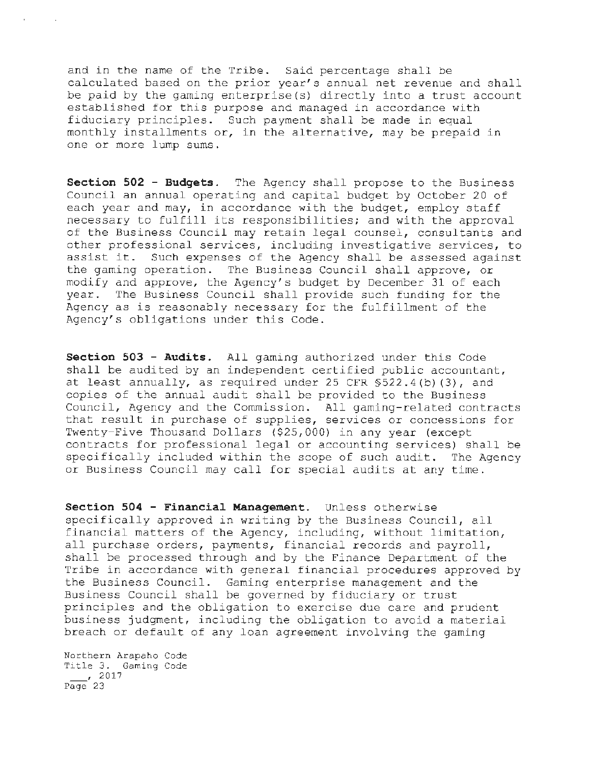and in the name of the Tribe. Said percentage shall be calculated based on the prior year's annual net revenue and shall be paid by the gaming enterprise(s) directly into a trust account established for this purpose and managed in accordance with fiduciary principles. Such payment shall be made in equal monthly installments or, in the alternative, may be prepaid in one or more lump sums.

**Section 502 - Budgets.** The Agency shall propose to the Business Council an annual operating and capital budget by October 20 of each year and may, in accordance with the budget, employ staff necessary to fulfill its responsibilities; and with the approval of the Business Council may retain legal counsel, consultants and other professional services, including investigative services, to assist it. Such expenses of the Agency shall be assessed against the gaming operation. The Business Council shall approve, or modify and approve, the Agency's budget by December 31 of each year. The Business Council shall provide such funding for the Agency as is reasonably necessary for the fulfillment of the Agency's obligations under this Code.

**Section 503 - Audits.** All gaming authorized under this Code shall be audited by an independent certified public accountant, at least annually, as required under 25 CFR §522.4(b)(3), and copies of the annual audit shall be provided to the Business Council, Agency and the Commission. All gaming-related contracts that result in purchase of supplies, services or concessions for Twenty-Five Thousand Dollars ($25,000) in any year (except contracts for professional legal or accounting services) shall be specifically included within the scope of such audit. The Agency or Business Council may call for special audits at any time.

**Section 504 - Financial Management.** Unless otherwise specifically approved in writing by the Business Council, all financial matters of the Agency, including, without limitation, all purchase orders, payments, financial records and payroll, shall be processed through and by the Finance Department of the Tribe in accordance with general financial procedures approved by the Business Council. Gaming enterprise management and the Business Council shall be governed by fiduciary or trust principles and the obligation to exercise due care and prudent business judgment, including the obligation to avoid a material breach or default of any loan agreement involving the gaming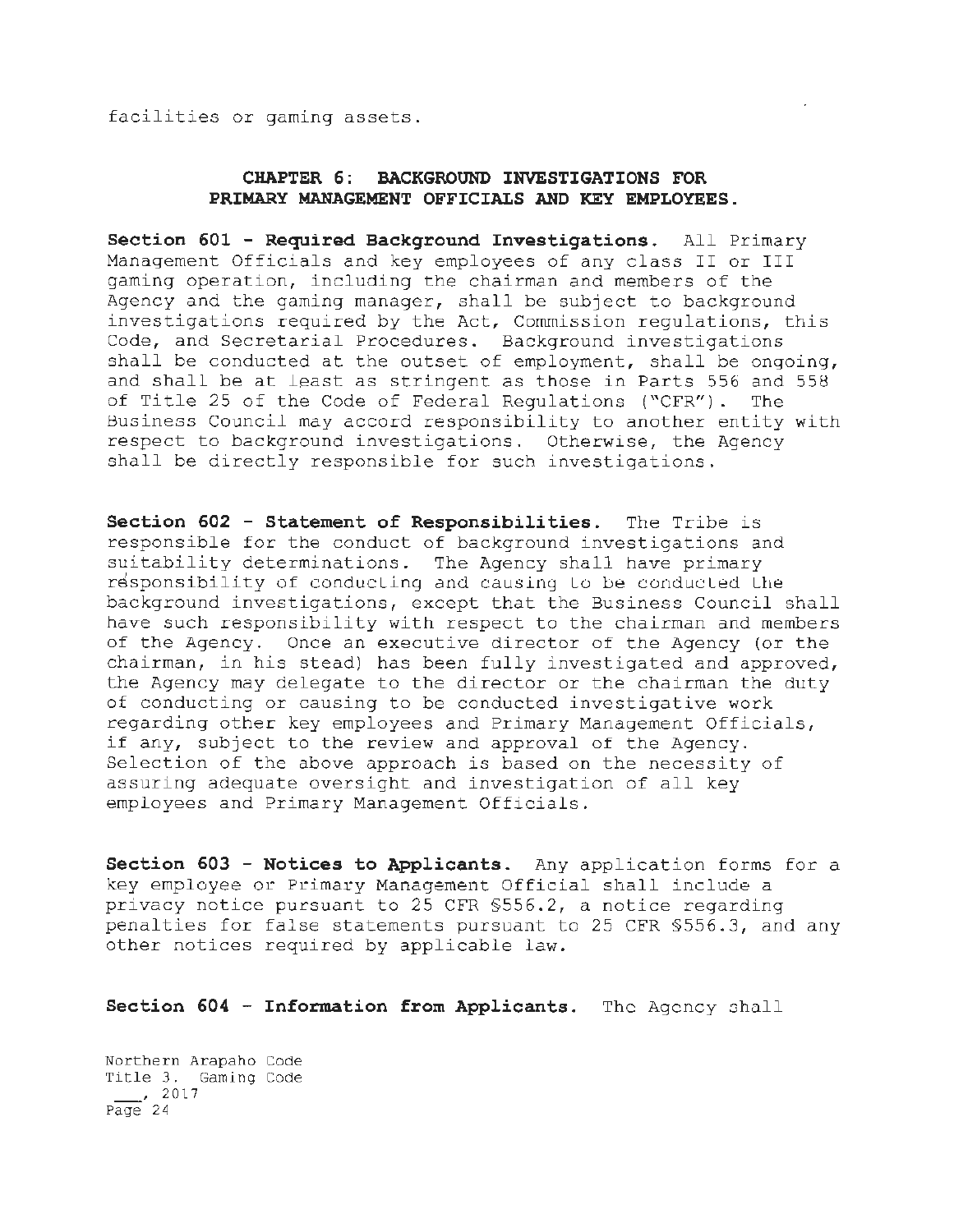facilities or gaming assets.

## CHAPTER 6: BACKGROUND INVESTIGATIONS FOR PRIMARY MANAGEMENT OFFICIALS AND KEY EMPLOYEES.

**Section 601 - Required Background Investigations.** All Primary Management Officials and key employees of any class II or III gaming operation, including the chairman and members of the Agency and the gaming manager, shall be subject to background investigations required by the Act, Commission regulations, this Code, and Secretarial Procedures. Background investigations shall be conducted at the outset of employment, shall be ongoing, and shall be at least as stringent as those in Parts 556 and 558 of Title 25 of the Code of Federal Regulations ("CFR"). The Business Council may accord responsibility to another entity with respect to background investigations. Otherwise, the Agency shall be directly responsible for such investigations.

**Section 602 - Statement of Responsibilities.** The Tribe is responsible for the conduct of background investigations and suitability determinations. The Agency shall have primary responsibility of conducting and causing to be conducted the background investigations, except that the Business Council shall have such responsibility with respect to the chairman and members of the Agency. Once an executive director of the Agency (or the chairman, in his stead) has been fully investigated and approved, the Agency may delegate to the director or the chairman the duty of conducting or causing to be conducted investigative work regarding other key employees and Primary Management Officials, if any, subject to the review and approval of the Agency. Selection of the above approach is based on the necessity of assuring adequate oversight and investigation of all key employees and Primary Management Officials.

**Section 603 - Notices to Applicants.** Any application forms for a key employee or Primary Management Official shall include a privacy notice pursuant to 25 CFR §556.2, a notice regarding penalties for false statements pursuant to 25 CFR §556.3, and any other notices required by applicable law.

**Section 604 - Information from Applicants.** The Agency shall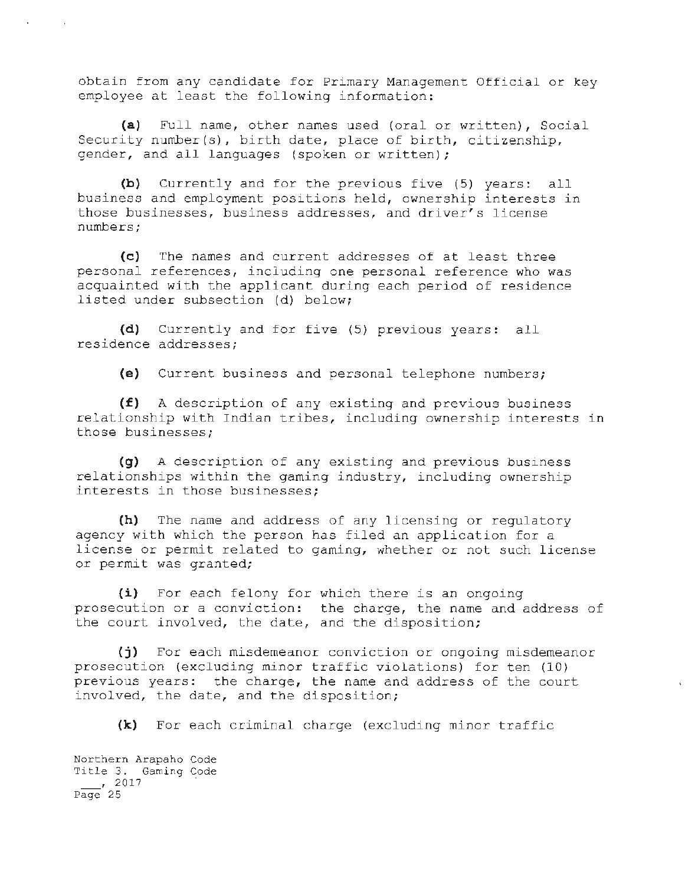obtain from any candidate for Primary Management Official or key employee at least the following information:

**(a)** Full name, other names used (oral or written), Social Security number(s), birth date, place of birth, citizenship, gender, and all languages (spoken or written);

**(b)** Currently and for the previous five (5) years: all business and employment positions held, ownership interests in those businesses, business addresses, and driver's license numbers;

**(c)** The names and current addresses of at least three personal references, including one personal reference who was acquainted with the applicant during each period of residence listed under subsection (d) below;

**(d)** Currently and for five (5) previous years: all residence addresses;

**(e)** Current business and personal telephone numbers;

**(f)** A description of any existing and previous business relationship with Indian tribes, including ownership interests in those businesses;

**(g)** A description of any existing and previous business relationships within the gaming industry, including ownership interests in those businesses;

**(h)** The name and address of any licensing or regulatory agency with which the person has filed an application for a license or permit related to gaming, whether or not such license or permit was granted;

**(i)** For each felony for which there is an ongoing prosecution or a conviction: the charge, the name and address of the court involved, the date, and the disposition;

**(j)** For each misdemeanor conviction or ongoing misdemeanor prosecution (excluding minor traffic violations) for ten (10) previous years: the charge, the name and address of the court involved, the date, and the disposition;

**(k)** For each criminal charge (excluding minor traffic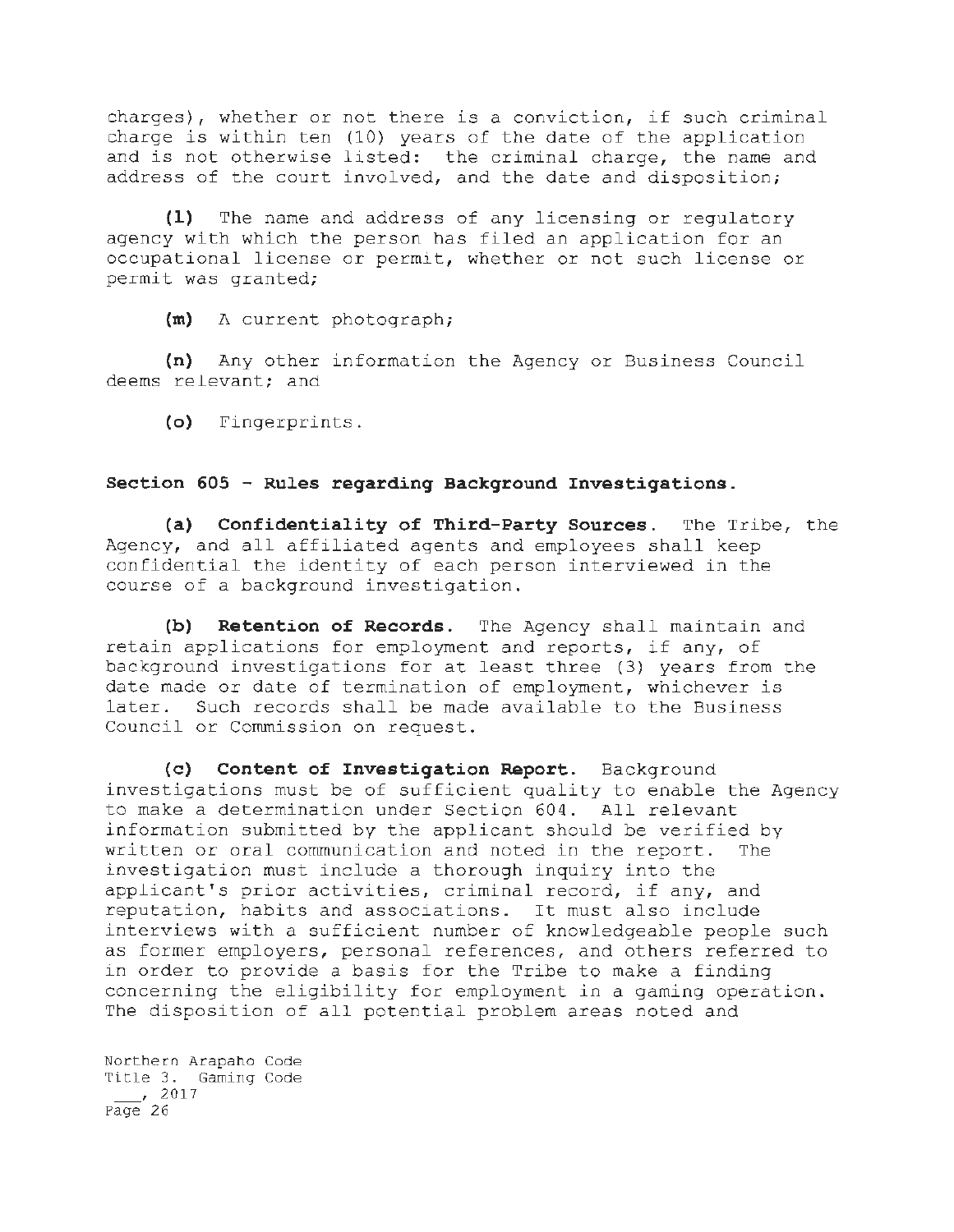charges), whether or not there is a conviction, if such criminal charge is within ten (10) years of the date of the application and is not otherwise listed: the criminal charge, the name and address of the court involved, and the date and disposition;

**(l)** The name and address of any licensing or regulatory agency with which the person has filed an application for an occupational license or permit, whether or not such license or permit was granted;

**(m)** A current photograph;

**(n)** Any other information the Agency or Business Council deems relevant; and

**(o)** Fingerprints.

### Section 605 - Rules regarding Background Investigations.

**(a) Confidentiality of Third-Party Sources.** The Tribe, the Agency, and all affiliated agents and employees shall keep confidential the identity of each person interviewed in the course of a background investigation.

**(b) Retention of Records.** The Agency shall maintain and retain applications for employment and reports, if any, of background investigations for at least three (3) years from the date made or date of termination of employment, whichever is later. Such records shall be made available to the Business Council or Commission on request.

**(c) Content of Investigation Report.** Background investigations must be of sufficient quality to enable the Agency to make a determination under Section 604. All relevant information submitted by the applicant should be verified by written or oral communication and noted in the report. The investigation must include a thorough inquiry into the applicant's prior activities, criminal record, if any, and reputation, habits and associations. It must also include interviews with a sufficient number of knowledgeable people such as former employers, personal references, and others referred to in order to provide a basis for the Tribe to make a finding concerning the eligibility for employment in a gaming operation. The disposition of all potential problem areas noted and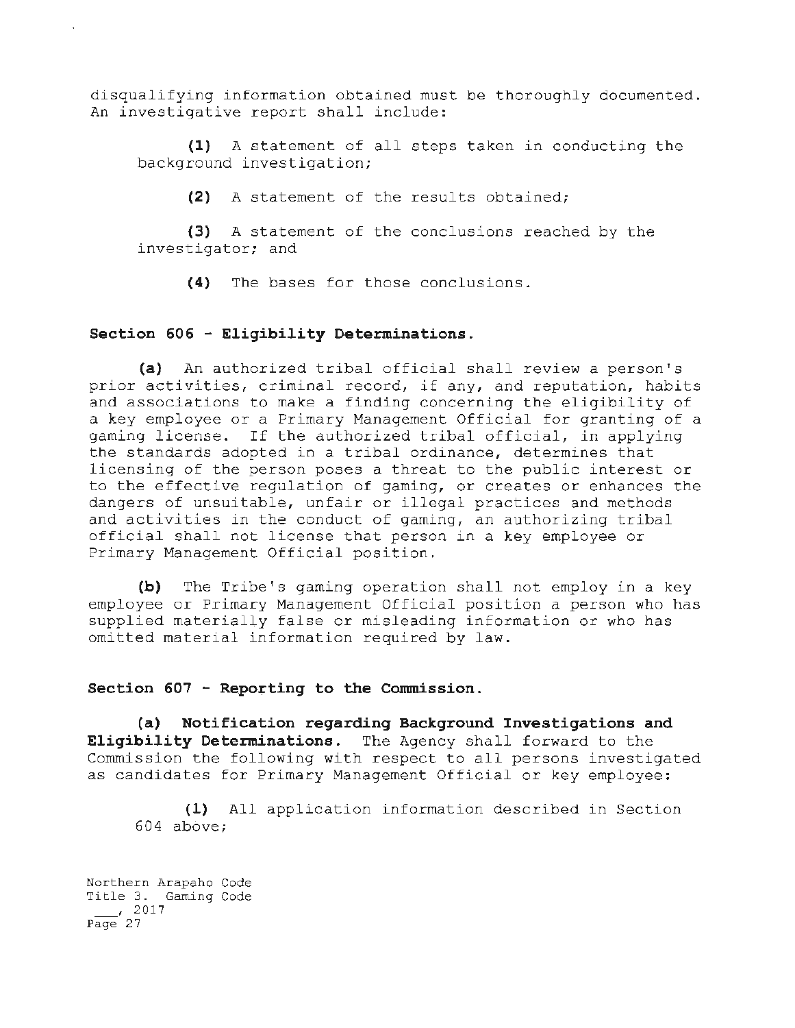disqualifying information obtained must be thoroughly documented. An investigative report shall include:

**(1)** A statement of all steps taken in conducting the background investigation;

**(2)** A statement of the results obtained;

**(3)** A statement of the conclusions reached by the investigator; and

**(4)** The bases for those conclusions.

### Section 606 - Eligibility Determinations.

**(a)** An authorized tribal official shall review a person's prior activities, criminal record, if any, and reputation, habits and associations to make a finding concerning the eligibility of a key employee or a Primary Management Official for granting of a gaming license. If the authorized tribal official, in applying the standards adopted in a tribal ordinance, determines that licensing of the person poses a threat to the public interest or to the effective regulation of gaming, or creates or enhances the dangers of unsuitable, unfair or illegal practices and methods and activities in the conduct of gaming, an authorizing tribal official shall not license that person in a key employee or Primary Management Official position.

**(b)** The Tribe's gaming operation shall not employ in a key employee or Primary Management Official position a person who has supplied materially false or misleading information or who has omitted material information required by law.

### Section 607 - Reporting to the Commission.

**(a) Notification regarding Background Investigations and Eligibility Determinations.** The Agency shall forward to the Commission the following with respect to all persons investigated as candidates for Primary Management Official or key employee:

**(1)** All application information described in Section 604 above;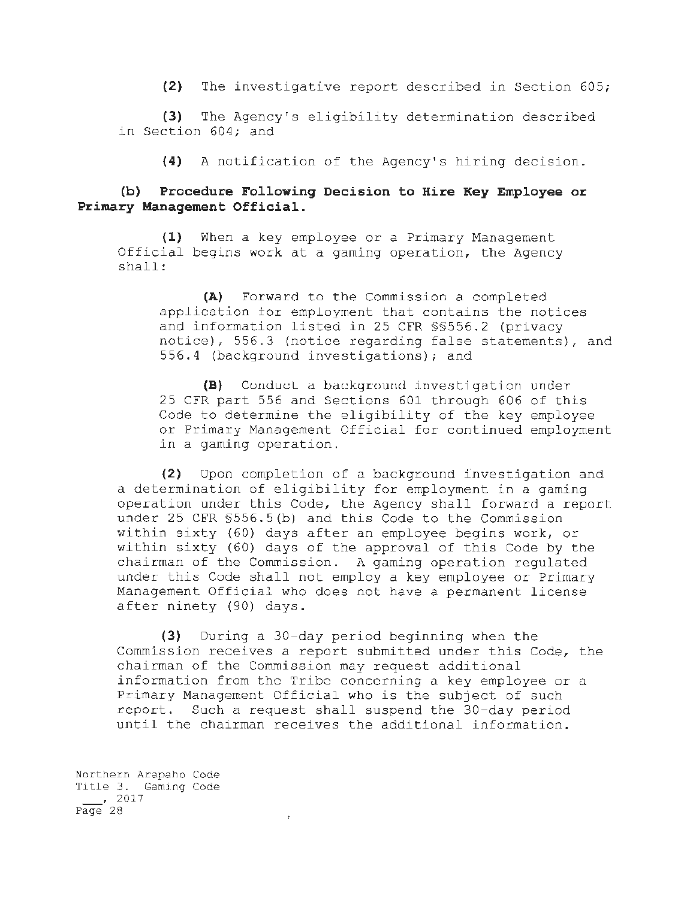**(2)** The investigative report described in Section 605;

**(3)** The Agency's eligibility determination described in Section 604; and

**(4)** A notification of the Agency's hiring decision.

**(b) Procedure Following Decision to Hire Key Employee or Primary Management Official.**

**(1)** When a key employee or a Primary Management Official begins work at a gaming operation, the Agency shall:

**(A)** Forward to the Commission a completed application for employment that contains the notices and information listed in 25 CFR §§556.2 (privacy notice), 556.3 (notice regarding false statements), and 556.4 (background investigations); and

**(B)** Conduct a background investigation under 25 CFR part 556 and Sections 601 through 606 of this Code to determine the eligibility of the key employee or Primary Management Official for continued employment in a gaming operation.

**(2)** Upon completion of a background investigation and a determination of eligibility for employment in a gaming operation under this Code, the Agency shall forward a report under 25 CFR §556.5(b) and this Code to the Commission within sixty (60) days after an employee begins work, or within sixty (60) days of the approval of this Code by the chairman of the Commission. A gaming operation regulated under this Code shall not employ a key employee or Primary Management Official who does not have a permanent license after ninety (90) days.

**(3)** During a 30-day period beginning when the Commission receives a report submitted under this Code, the chairman of the Commission may request additional information from the Tribe concerning a key employee or a Primary Management Official who is the subject of such report. Such a request shall suspend the 30-day period until the chairman receives the additional information.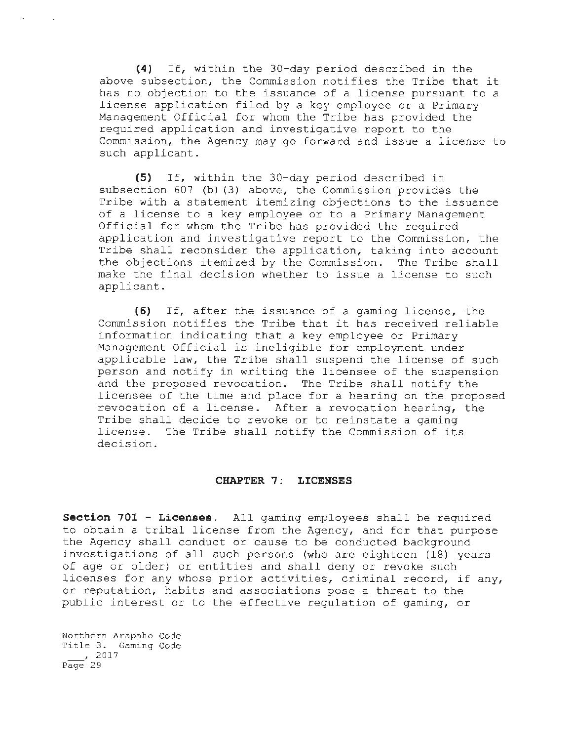**(4)** If, within the 30-day period described in the above subsection, the Commission notifies the Tribe that it has no objection to the issuance of a license pursuant to a license application filed by a key employee or a Primary Management Official for whom the Tribe has provided the required application and investigative report to the Commission, the Agency may go forward and issue a license to such applicant.

**(5)** If, within the 30-day period described in subsection 607 (b)(3) above, the Commission provides the Tribe with a statement itemizing objections to the issuance of a license to a key employee or to a Primary Management Official for whom the Tribe has provided the required application and investigative report to the Commission, the Tribe shall reconsider the application, taking into account the objections itemized by the Commission. The Tribe shall make the final decision whether to issue a license to such applicant.

**(6)** If, after the issuance of a gaming license, the Commission notifies the Tribe that it has received reliable information indicating that a key employee or Primary Management Official is ineligible for employment under applicable law, the Tribe shall suspend the license of such person and notify in writing the licensee of the suspension and the proposed revocation. The Tribe shall notify the licensee of the time and place for a hearing on the proposed revocation of a license. After a revocation hearing, the Tribe shall decide to revoke or to reinstate a gaming license. The Tribe shall notify the Commission of its decision.

## CHAPTER 7: LICENSES

**Section 701 - Licenses.** All gaming employees shall be required to obtain a tribal license from the Agency, and for that purpose the Agency shall conduct or cause to be conducted background investigations of all such persons (who are eighteen (18) years of age or older) or entities and shall deny or revoke such licenses for any whose prior activities, criminal record, if any, or reputation, habits and associations pose a threat to the public interest or to the effective regulation of gaming, or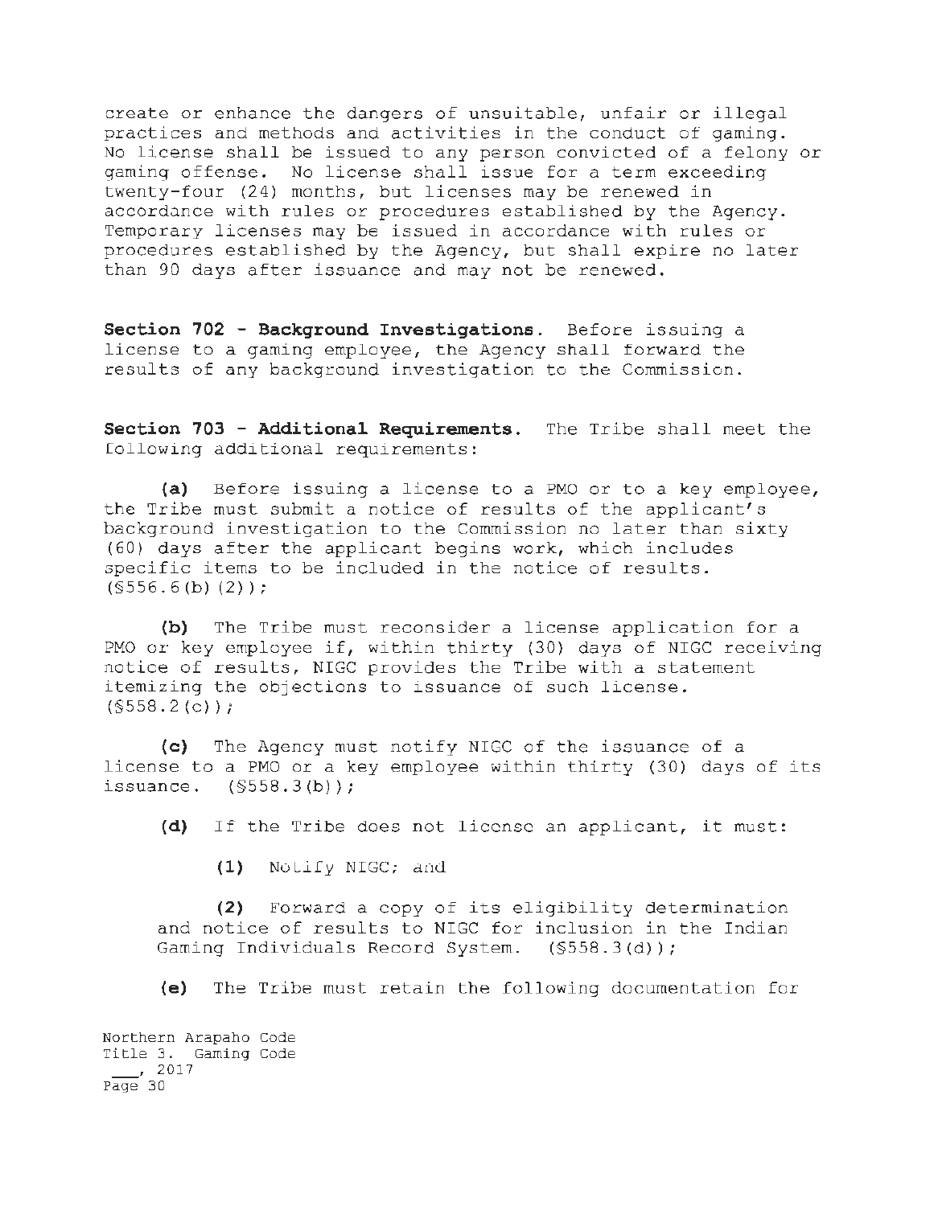create or enhance the dangers of unsuitable, unfair or illegal practices and methods and activities in the conduct of gaming. No license shall be issued to any person convicted of a felony or gaming offense. No license shall issue for a term exceeding twenty-four (24) months, but licenses may be renewed in accordance with rules or procedures established by the Agency. Temporary licenses may be issued in accordance with rules or procedures established by the Agency, but shall expire no later than 90 days after issuance and may not be renewed.

**Section 702 - Background Investigations.** Before issuing a license to a gaming employee, the Agency shall forward the results of any background investigation to the Commission.

**Section 703 - Additional Requirements.** The Tribe shall meet the following additional requirements:

**(a)** Before issuing a license to a PMO or to a key employee, the Tribe must submit a notice of results of the applicant's background investigation to the Commission no later than sixty (60) days after the applicant begins work, which includes specific items to be included in the notice of results. (§556.6(b)(2));

**(b)** The Tribe must reconsider a license application for a PMO or key employee if, within thirty (30) days of NIGC receiving notice of results, NIGC provides the Tribe with a statement itemizing the objections to issuance of such license. (§558.2(c));

**(c)** The Agency must notify NIGC of the issuance of a license to a PMO or a key employee within thirty (30) days of its issuance. (§558.3(b));

**(d)** If the Tribe does not license an applicant, it must:

**(1)** Notify NIGC; and

**(2)** Forward a copy of its eligibility determination and notice of results to NIGC for inclusion in the Indian Gaming Individuals Record System. (§558.3(d));

**(e)** The Tribe must retain the following documentation for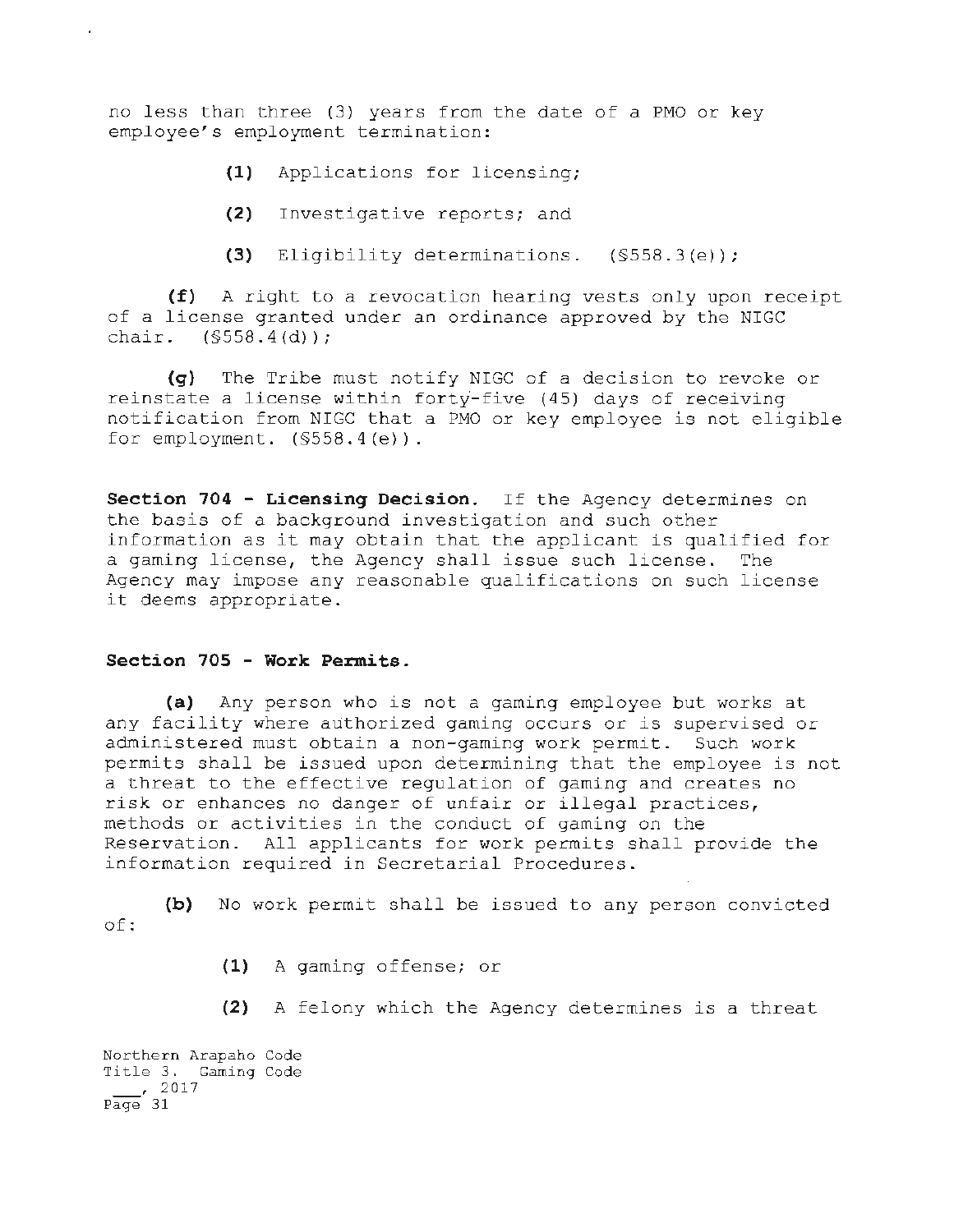no less than three (3) years from the date of a PMO or key employee's employment termination:

**(1)** Applications for licensing;

**(2)** Investigative reports; and

**(3)** Eligibility determinations. (§558.3(e));

**(f)** A right to a revocation hearing vests only upon receipt of a license granted under an ordinance approved by the NIGC chair. (§558.4(d));

**(g)** The Tribe must notify NIGC of a decision to revoke or reinstate a license within forty-five (45) days of receiving notification from NIGC that a PMO or key employee is not eligible for employment. (§558.4(e)).

**Section 704 - Licensing Decision.** If the Agency determines on the basis of a background investigation and such other information as it may obtain that the applicant is qualified for a gaming license, the Agency shall issue such license. The Agency may impose any reasonable qualifications on such license it deems appropriate.

**Section 705 - Work Permits.**

**(a)** Any person who is not a gaming employee but works at any facility where authorized gaming occurs or is supervised or administered must obtain a non-gaming work permit. Such work permits shall be issued upon determining that the employee is not a threat to the effective regulation of gaming and creates no risk or enhances no danger of unfair or illegal practices, methods or activities in the conduct of gaming on the Reservation. All applicants for work permits shall provide the information required in Secretarial Procedures.

**(b)** No work permit shall be issued to any person convicted of:

**(1)** A gaming offense; or

**(2)** A felony which the Agency determines is a threat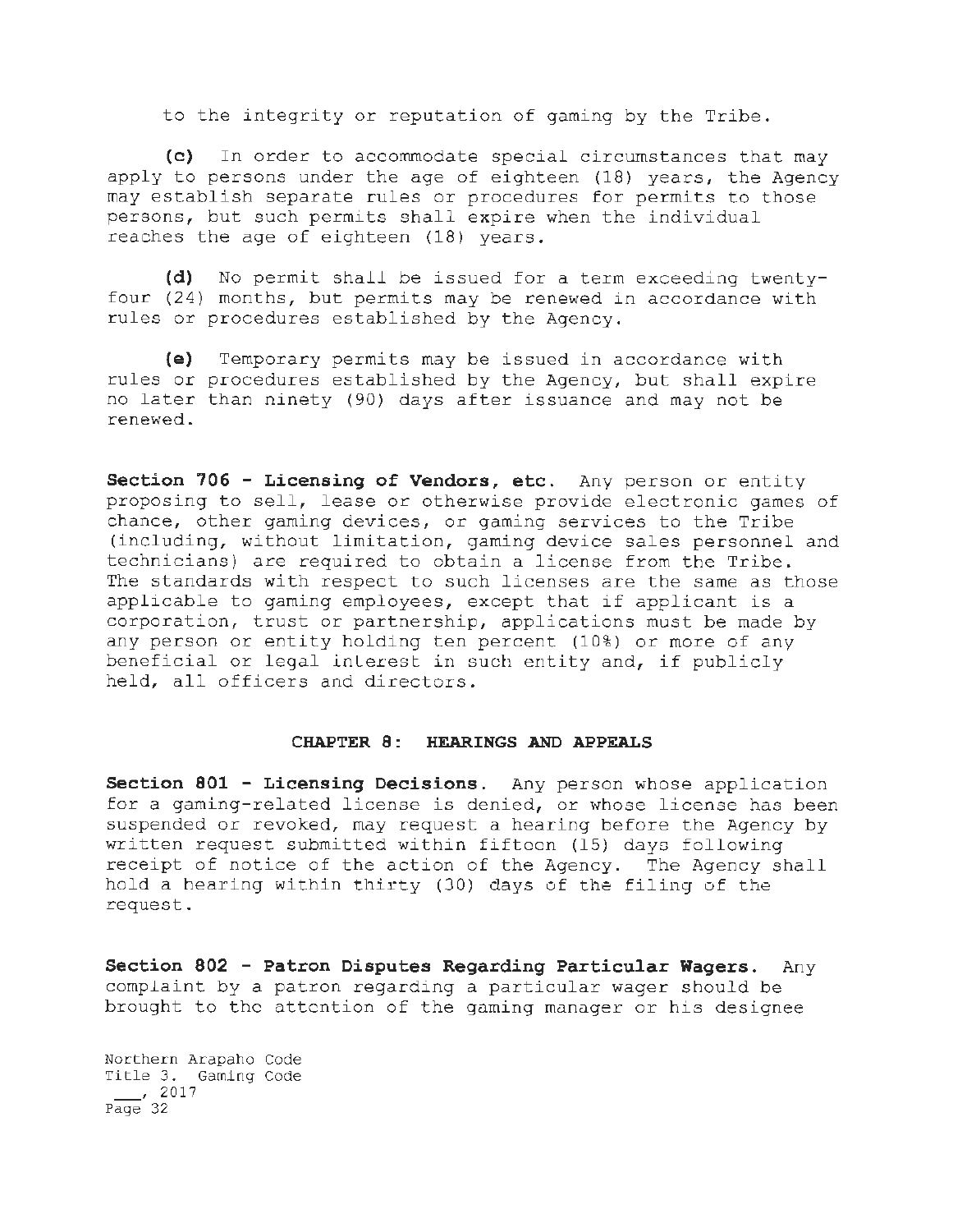to the integrity or reputation of gaming by the Tribe.

**(c)** In order to accommodate special circumstances that may apply to persons under the age of eighteen (18) years, the Agency may establish separate rules or procedures for permits to those persons, but such permits shall expire when the individual reaches the age of eighteen (18) years.

**(d)** No permit shall be issued for a term exceeding twenty-four (24) months, but permits may be renewed in accordance with rules or procedures established by the Agency.

**(e)** Temporary permits may be issued in accordance with rules or procedures established by the Agency, but shall expire no later than ninety (90) days after issuance and may not be renewed.

**Section 706 - Licensing of Vendors, etc.** Any person or entity proposing to sell, lease or otherwise provide electronic games of chance, other gaming devices, or gaming services to the Tribe (including, without limitation, gaming device sales personnel and technicians) are required to obtain a license from the Tribe. The standards with respect to such licenses are the same as those applicable to gaming employees, except that if applicant is a corporation, trust or partnership, applications must be made by any person or entity holding ten percent (10%) or more of any beneficial or legal interest in such entity and, if publicly held, all officers and directors.

## CHAPTER 8: HEARINGS AND APPEALS

**Section 801 - Licensing Decisions.** Any person whose application for a gaming-related license is denied, or whose license has been suspended or revoked, may request a hearing before the Agency by written request submitted within fifteen (15) days following receipt of notice of the action of the Agency. The Agency shall hold a hearing within thirty (30) days of the filing of the request.

**Section 802 - Patron Disputes Regarding Particular Wagers.** Any complaint by a patron regarding a particular wager should be brought to the attention of the gaming manager or his designee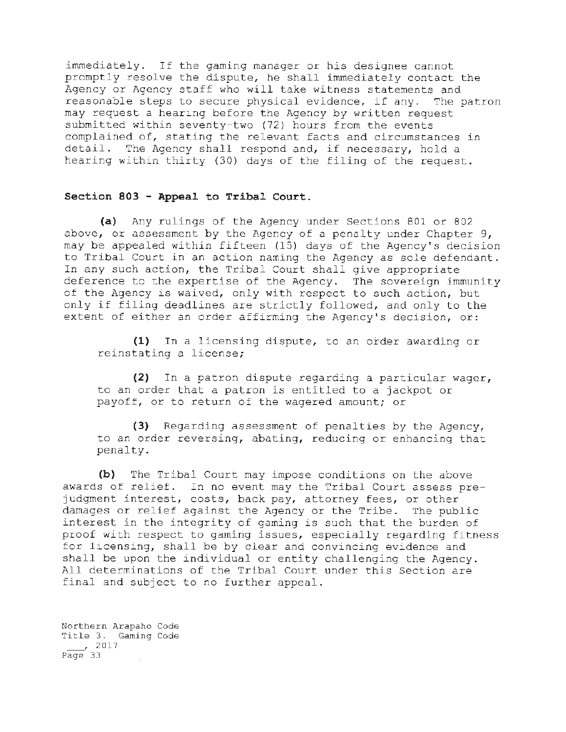immediately. If the gaming manager or his designee cannot promptly resolve the dispute, he shall immediately contact the Agency or Agency staff who will take witness statements and reasonable steps to secure physical evidence, if any. The patron may request a hearing before the Agency by written request submitted within seventy-two (72) hours from the events complained of, stating the relevant facts and circumstances in detail. The Agency shall respond and, if necessary, hold a hearing within thirty (30) days of the filing of the request.

**Section 803 - Appeal to Tribal Court.**

**(a)** Any rulings of the Agency under Sections 801 or 802 above, or assessment by the Agency of a penalty under Chapter 9, may be appealed within fifteen (15) days of the Agency's decision to Tribal Court in an action naming the Agency as sole defendant. In any such action, the Tribal Court shall give appropriate deference to the expertise of the Agency. The sovereign immunity of the Agency is waived, only with respect to such action, but only if filing deadlines are strictly followed, and only to the extent of either an order affirming the Agency's decision, or:

**(1)** In a licensing dispute, to an order awarding or reinstating a license;

**(2)** In a patron dispute regarding a particular wager, to an order that a patron is entitled to a jackpot or payoff, or to return of the wagered amount; or

**(3)** Regarding assessment of penalties by the Agency, to an order reversing, abating, reducing or enhancing that penalty.

**(b)** The Tribal Court may impose conditions on the above awards of relief. In no event may the Tribal Court assess pre-judgment interest, costs, back pay, attorney fees, or other damages or relief against the Agency or the Tribe. The public interest in the integrity of gaming is such that the burden of proof with respect to gaming issues, especially regarding fitness for licensing, shall be by clear and convincing evidence and shall be upon the individual or entity challenging the Agency. All determinations of the Tribal Court under this Section are final and subject to no further appeal.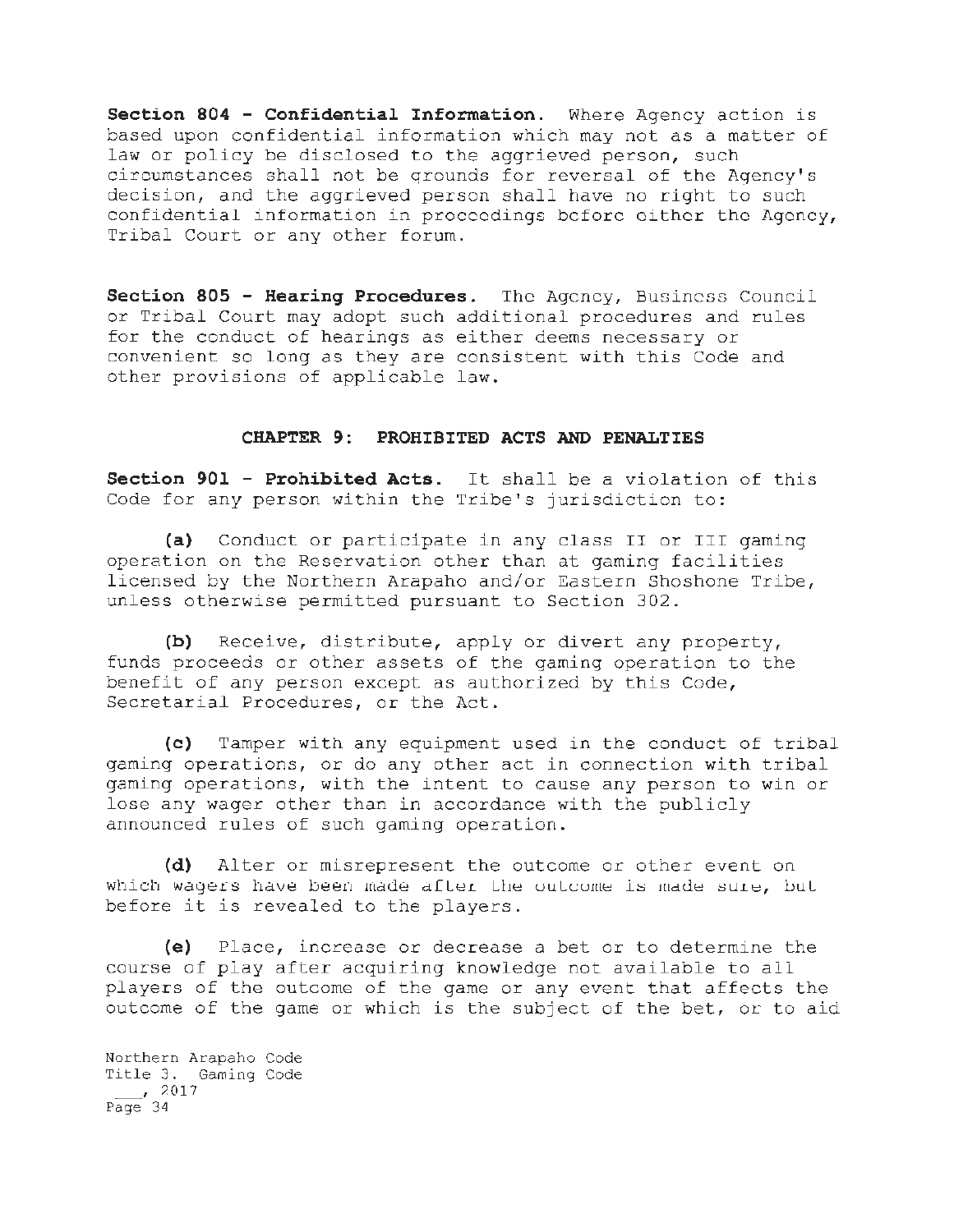**Section 804 - Confidential Information.** Where Agency action is based upon confidential information which may not as a matter of law or policy be disclosed to the aggrieved person, such circumstances shall not be grounds for reversal of the Agency's decision, and the aggrieved person shall have no right to such confidential information in proceedings before either the Agency, Tribal Court or any other forum.

**Section 805 - Hearing Procedures.** The Agency, Business Council or Tribal Court may adopt such additional procedures and rules for the conduct of hearings as either deems necessary or convenient so long as they are consistent with this Code and other provisions of applicable law.

## CHAPTER 9: PROHIBITED ACTS AND PENALTIES

**Section 901 - Prohibited Acts.** It shall be a violation of this Code for any person within the Tribe's jurisdiction to:

**(a)** Conduct or participate in any class II or III gaming operation on the Reservation other than at gaming facilities licensed by the Northern Arapaho and/or Eastern Shoshone Tribe, unless otherwise permitted pursuant to Section 302.

**(b)** Receive, distribute, apply or divert any property, funds proceeds or other assets of the gaming operation to the benefit of any person except as authorized by this Code, Secretarial Procedures, or the Act.

**(c)** Tamper with any equipment used in the conduct of tribal gaming operations, or do any other act in connection with tribal gaming operations, with the intent to cause any person to win or lose any wager other than in accordance with the publicly announced rules of such gaming operation.

**(d)** Alter or misrepresent the outcome or other event on which wagers have been made after the outcome is made sure, but before it is revealed to the players.

**(e)** Place, increase or decrease a bet or to determine the course of play after acquiring knowledge not available to all players of the outcome of the game or any event that affects the outcome of the game or which is the subject of the bet, or to aid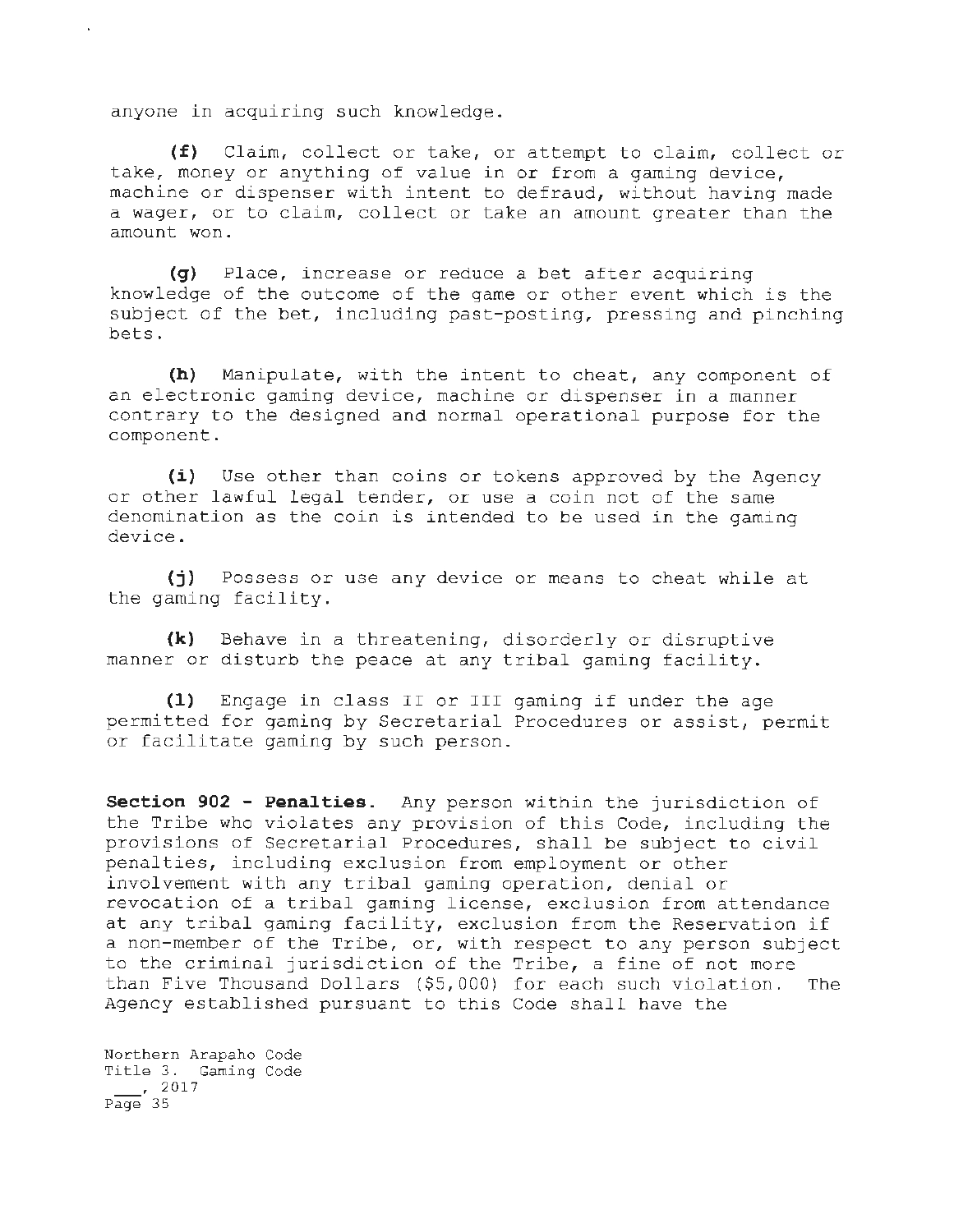anyone in acquiring such knowledge.

**(f)** Claim, collect or take, or attempt to claim, collect or take, money or anything of value in or from a gaming device, machine or dispenser with intent to defraud, without having made a wager, or to claim, collect or take an amount greater than the amount won.

**(g)** Place, increase or reduce a bet after acquiring knowledge of the outcome of the game or other event which is the subject of the bet, including past-posting, pressing and pinching bets.

**(h)** Manipulate, with the intent to cheat, any component of an electronic gaming device, machine or dispenser in a manner contrary to the designed and normal operational purpose for the component.

**(i)** Use other than coins or tokens approved by the Agency or other lawful legal tender, or use a coin not of the same denomination as the coin is intended to be used in the gaming device.

**(j)** Possess or use any device or means to cheat while at the gaming facility.

**(k)** Behave in a threatening, disorderly or disruptive manner or disturb the peace at any tribal gaming facility.

**(l)** Engage in class II or III gaming if under the age permitted for gaming by Secretarial Procedures or assist, permit or facilitate gaming by such person.

**Section 902 - Penalties.** Any person within the jurisdiction of the Tribe who violates any provision of this Code, including the provisions of Secretarial Procedures, shall be subject to civil penalties, including exclusion from employment or other involvement with any tribal gaming operation, denial or revocation of a tribal gaming license, exclusion from attendance at any tribal gaming facility, exclusion from the Reservation if a non-member of the Tribe, or, with respect to any person subject to the criminal jurisdiction of the Tribe, a fine of not more than Five Thousand Dollars ($5,000) for each such violation. The Agency established pursuant to this Code shall have the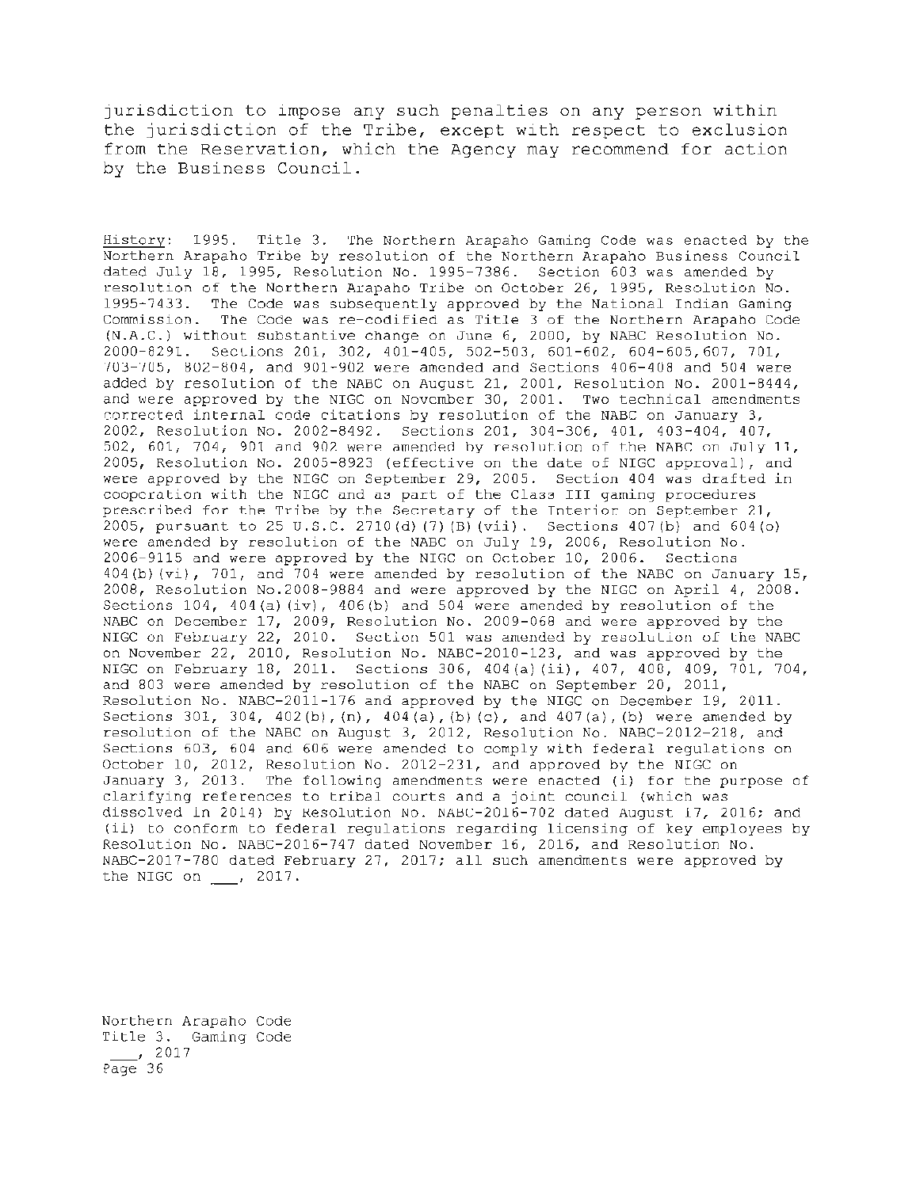jurisdiction to impose any such penalties on any person within the jurisdiction of the Tribe, except with respect to exclusion from the Reservation, which the Agency may recommend for action by the Business Council.

<u>History</u>: 1995. Title 3. The Northern Arapaho Gaming Code was enacted by the Northern Arapaho Tribe by resolution of the Northern Arapaho Business Council dated July 18, 1995, Resolution No. 1995-7386. Section 603 was amended by resolution of the Northern Arapaho Tribe on October 26, 1995, Resolution No. 1995-7433. The Code was subsequently approved by the National Indian Gaming Commission. The Code was re-codified as Title 3 of the Northern Arapaho Code (N.A.C.) without substantive change on June 6, 2000, by NABC Resolution No. 2000-8291. Sections 201, 302, 401-405, 502-503, 601-602, 604-605,607, 701, 703-705, 802-804, and 901-902 were amended and Sections 406-408 and 504 were added by resolution of the NABC on August 21, 2001, Resolution No. 2001-8444, and were approved by the NIGC on November 30, 2001. Two technical amendments corrected internal code citations by resolution of the NABC on January 3, 2002, Resolution No. 2002-8492. Sections 201, 304-306, 401, 403-404, 407, 502, 601, 704, 901 and 902 were amended by resolution of the NABC on July 11, 2005, Resolution No. 2005-8923 (effective on the date of NIGC approval), and were approved by the NIGC on September 29, 2005. Section 404 was drafted in cooperation with the NIGC and as part of the Class III gaming procedures prescribed for the Tribe by the Secretary of the Interior on September 21, 2005, pursuant to 25 U.S.C. 2710(d)(7)(B)(vii). Sections 407(b) and 604(o) were amended by resolution of the NABC on July 19, 2006, Resolution No. 2006-9115 and were approved by the NIGC on October 10, 2006. Sections 404(b)(vi), 701, and 704 were amended by resolution of the NABC on January 15, 2008, Resolution No.2008-9884 and were approved by the NIGC on April 4, 2008. Sections 104, 404(a)(iv), 406(b) and 504 were amended by resolution of the NABC on December 17, 2009, Resolution No. 2009-068 and were approved by the NIGC on February 22, 2010. Section 501 was amended by resolution of the NABC on November 22, 2010, Resolution No. NABC-2010-123, and was approved by the NIGC on February 18, 2011. Sections 306, 404(a)(ii), 407, 408, 409, 701, 704, and 803 were amended by resolution of the NABC on September 20, 2011, Resolution No. NABC-2011-176 and approved by the NIGC on December 19, 2011. Sections 301, 304, 402(b),(n), 404(a),(b)(c), and 407(a),(b) were amended by resolution of the NABC on August 3, 2012, Resolution No. NABC-2012-218, and Sections 603, 604 and 606 were amended to comply with federal regulations on October 10, 2012, Resolution No. 2012-231, and approved by the NIGC on January 3, 2013. The following amendments were enacted (i) for the purpose of clarifying references to tribal courts and a joint council (which was dissolved in 2014) by Resolution No. NABC-2016-702 dated August 17, 2016; and (ii) to conform to federal regulations regarding licensing of key employees by Resolution No. NABC-2016-747 dated November 16, 2016, and Resolution No. NABC-2017-780 dated February 27, 2017; all such amendments were approved by the NIGC on ___, 2017.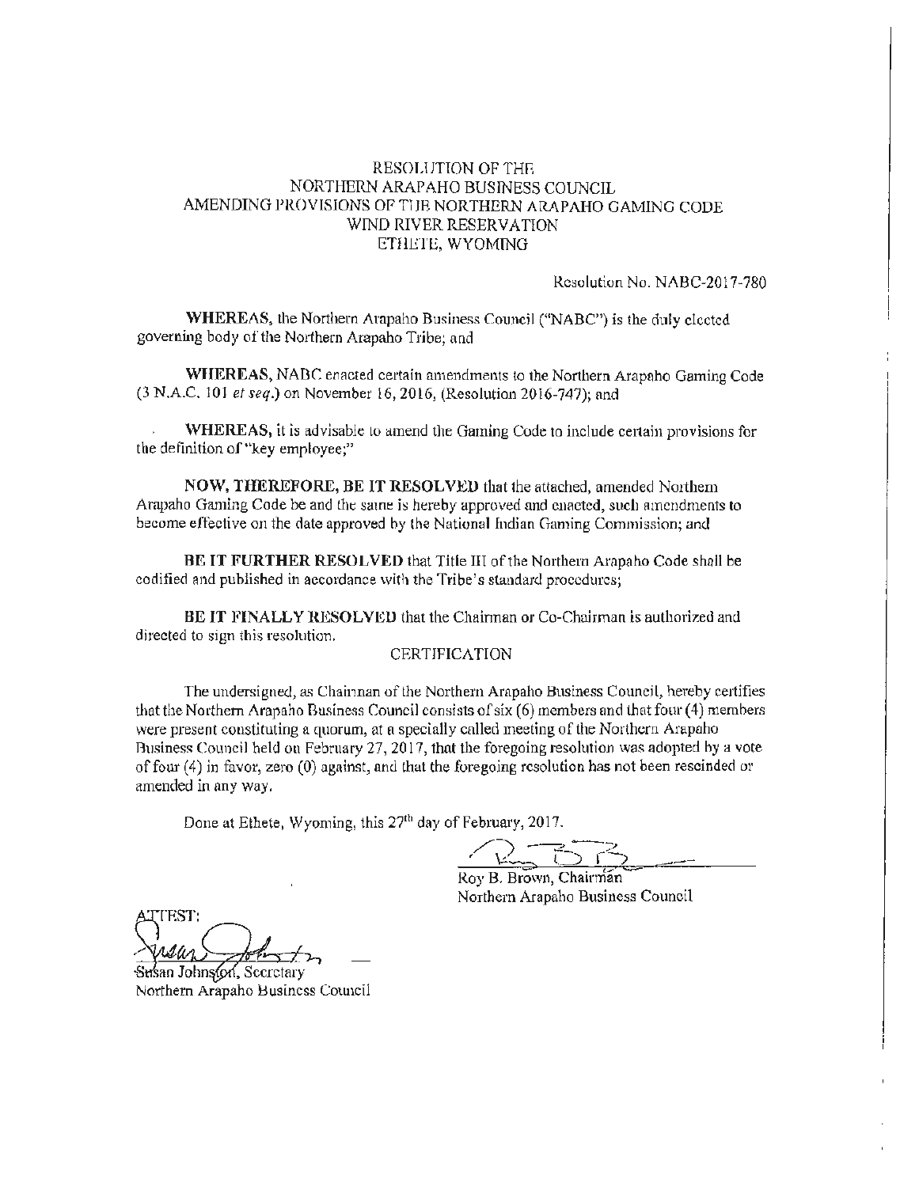# RESOLUTION OF THE NORTHERN ARAPAHO BUSINESS COUNCIL AMENDING PROVISIONS OF THE NORTHERN ARAPAHO GAMING CODE WIND RIVER RESERVATION ETHETE, WYOMING

Resolution No. NABC-2017-780

**WHEREAS,** the Northern Arapaho Business Council ("NABC") is the duly elected governing body of the Northern Arapaho Tribe; and

**WHEREAS,** NABC enacted certain amendments to the Northern Arapaho Gaming Code (3 N.A.C. 101 *et seq.*) on November 16, 2016, (Resolution 2016-747); and

**WHEREAS,** it is advisable to amend the Gaming Code to include certain provisions for the definition of "key employee;"

**NOW, THEREFORE, BE IT RESOLVED** that the attached, amended Northern Arapaho Gaming Code be and the same is hereby approved and enacted, such amendments to become effective on the date approved by the National Indian Gaming Commission; and

**BE IT FURTHER RESOLVED** that Title III of the Northern Arapaho Code shall be codified and published in accordance with the Tribe's standard procedures;

**BE IT FINALLY RESOLVED** that the Chairman or Co-Chairman is authorized and directed to sign this resolution.

## CERTIFICATION

The undersigned, as Chairman of the Northern Arapaho Business Council, hereby certifies that the Northern Arapaho Business Council consists of six (6) members and that four (4) members were present constituting a quorum, at a specially called meeting of the Northern Arapaho Business Council held on February 27, 2017, that the foregoing resolution was adopted by a vote of four (4) in favor, zero (0) against, and that the foregoing resolution has not been rescinded or amended in any way.

Done at Ethete, Wyoming, this 27th day of February, 2017.

Roy B. Brown, Chairman
Northern Arapaho Business Council

ATTEST:

Susan Johnston, Secretary
Northern Arapaho Business Council